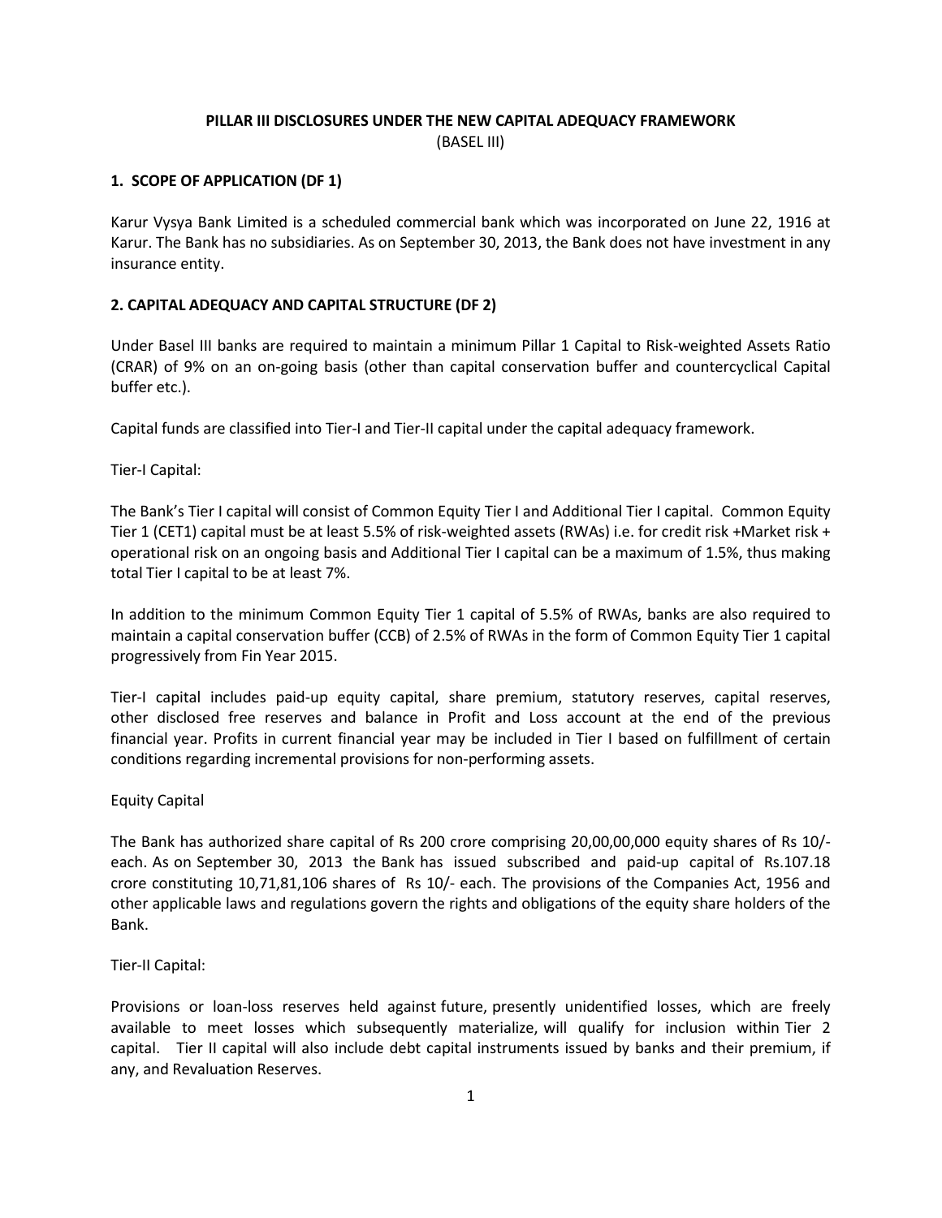# PILLAR III DISCLOSURES UNDER THE NEW CAPITAL ADEQUACY FRAMEWORK
(BASEL III)

## 1. SCOPE OF APPLICATION (DF 1)

Karur Vysya Bank Limited is a scheduled commercial bank which was incorporated on June 22, 1916 at Karur. The Bank has no subsidiaries. As on September 30, 2013, the Bank does not have investment in any insurance entity.

## 2. CAPITAL ADEQUACY AND CAPITAL STRUCTURE (DF 2)

Under Basel III banks are required to maintain a minimum Pillar 1 Capital to Risk-weighted Assets Ratio (CRAR) of 9% on an on-going basis (other than capital conservation buffer and countercyclical Capital buffer etc.).

Capital funds are classified into Tier-I and Tier-II capital under the capital adequacy framework.

Tier-I Capital:

The Bank's Tier I capital will consist of Common Equity Tier I and Additional Tier I capital. Common Equity Tier 1 (CET1) capital must be at least 5.5% of risk-weighted assets (RWAs) i.e. for credit risk +Market risk + operational risk on an ongoing basis and Additional Tier I capital can be a maximum of 1.5%, thus making total Tier I capital to be at least 7%.

In addition to the minimum Common Equity Tier 1 capital of 5.5% of RWAs, banks are also required to maintain a capital conservation buffer (CCB) of 2.5% of RWAs in the form of Common Equity Tier 1 capital progressively from Fin Year 2015.

Tier-I capital includes paid-up equity capital, share premium, statutory reserves, capital reserves, other disclosed free reserves and balance in Profit and Loss account at the end of the previous financial year. Profits in current financial year may be included in Tier I based on fulfillment of certain conditions regarding incremental provisions for non-performing assets.

Equity Capital

The Bank has authorized share capital of Rs 200 crore comprising 20,00,00,000 equity shares of Rs 10/- each. As on September 30, 2013 the Bank has issued subscribed and paid-up capital of Rs.107.18 crore constituting 10,71,81,106 shares of Rs 10/- each. The provisions of the Companies Act, 1956 and other applicable laws and regulations govern the rights and obligations of the equity share holders of the Bank.

Tier-II Capital:

Provisions or loan-loss reserves held against future, presently unidentified losses, which are freely available to meet losses which subsequently materialize, will qualify for inclusion within Tier 2 capital. Tier II capital will also include debt capital instruments issued by banks and their premium, if any, and Revaluation Reserves.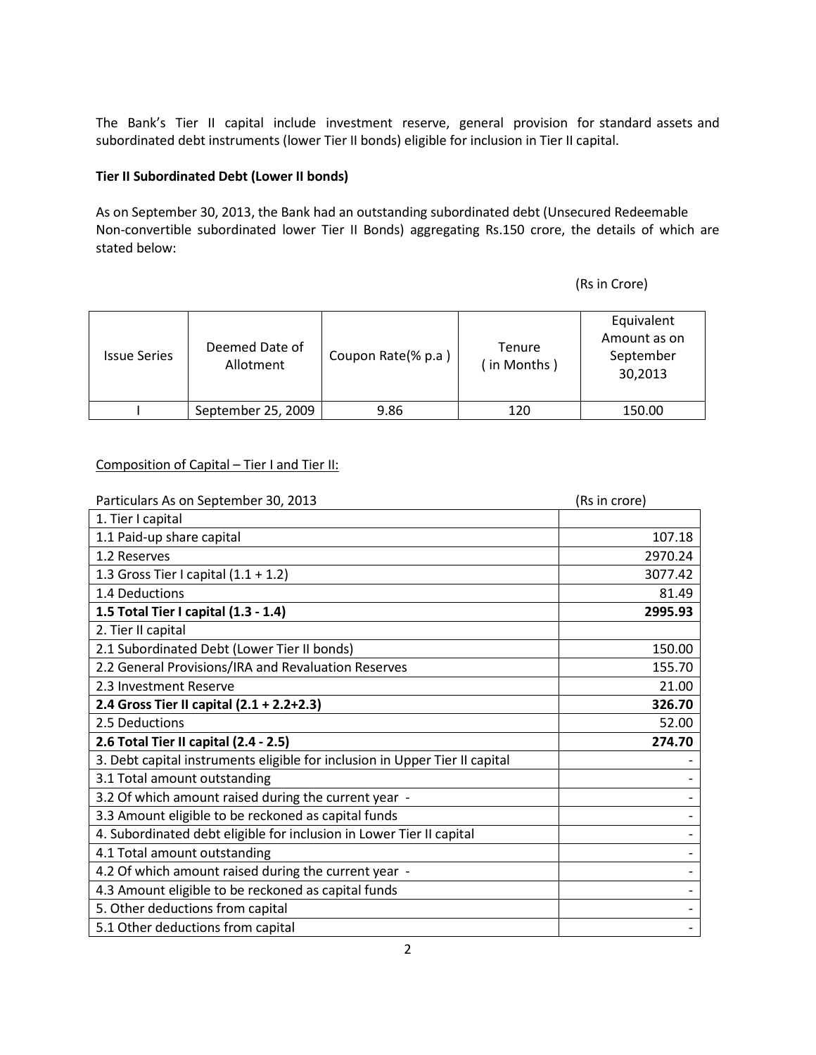The Bank's Tier II capital include investment reserve, general provision for standard assets and subordinated debt instruments (lower Tier II bonds) eligible for inclusion in Tier II capital.

**Tier II Subordinated Debt (Lower II bonds)**

As on September 30, 2013, the Bank had an outstanding subordinated debt (Unsecured Redeemable Non-convertible subordinated lower Tier II Bonds) aggregating Rs.150 crore, the details of which are stated below:

(Rs in Crore)

| Issue Series | Deemed Date of Allotment | Coupon Rate(% p.a ) | Tenure ( in Months ) | Equivalent Amount as on September 30,2013 |
|---|---|---|---|---|
| I | September 25, 2009 | 9.86 | 120 | 150.00 |

Composition of Capital – Tier I and Tier II:

| Particulars As on September 30, 2013 | (Rs in crore) |
|---|---|
| 1. Tier I capital | |
| 1.1 Paid-up share capital | 107.18 |
| 1.2 Reserves | 2970.24 |
| 1.3 Gross Tier I capital (1.1 + 1.2) | 3077.42 |
| 1.4 Deductions | 81.49 |
| **1.5 Total Tier I capital (1.3 - 1.4)** | **2995.93** |
| 2. Tier II capital | |
| 2.1 Subordinated Debt (Lower Tier II bonds) | 150.00 |
| 2.2 General Provisions/IRA and Revaluation Reserves | 155.70 |
| 2.3 Investment Reserve | 21.00 |
| **2.4 Gross Tier II capital (2.1 + 2.2+2.3)** | **326.70** |
| 2.5 Deductions | 52.00 |
| **2.6 Total Tier II capital (2.4 - 2.5)** | **274.70** |
| 3. Debt capital instruments eligible for inclusion in Upper Tier II capital | - |
| 3.1 Total amount outstanding | - |
| 3.2 Of which amount raised during the current year - | - |
| 3.3 Amount eligible to be reckoned as capital funds | - |
| 4. Subordinated debt eligible for inclusion in Lower Tier II capital | - |
| 4.1 Total amount outstanding | - |
| 4.2 Of which amount raised during the current year - | - |
| 4.3 Amount eligible to be reckoned as capital funds | - |
| 5. Other deductions from capital | - |
| 5.1 Other deductions from capital | - |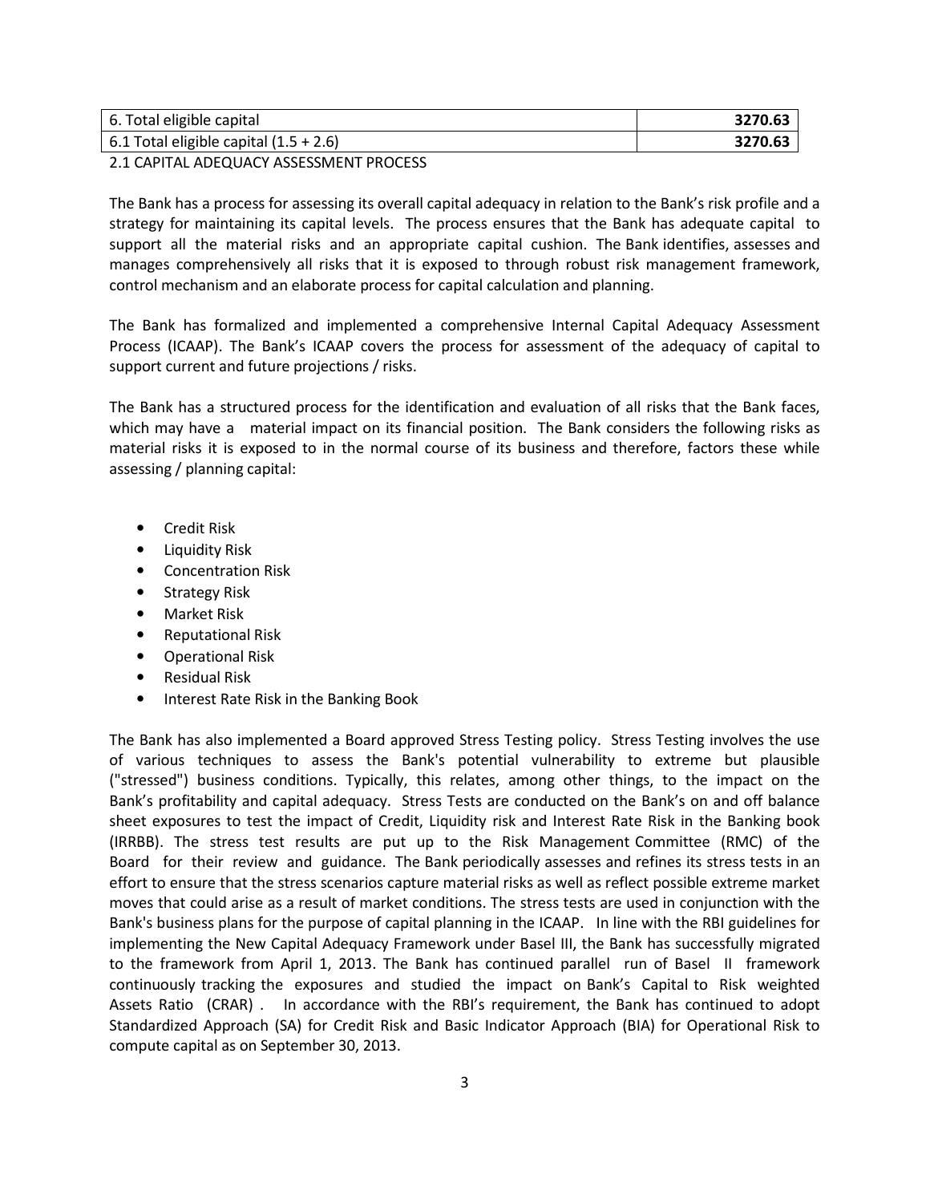| 6. Total eligible capital | 3270.63 |
|---|---|
| 6.1 Total eligible capital (1.5 + 2.6) | 3270.63 |

## 2.1 CAPITAL ADEQUACY ASSESSMENT PROCESS

The Bank has a process for assessing its overall capital adequacy in relation to the Bank's risk profile and a strategy for maintaining its capital levels. The process ensures that the Bank has adequate capital to support all the material risks and an appropriate capital cushion. The Bank identifies, assesses and manages comprehensively all risks that it is exposed to through robust risk management framework, control mechanism and an elaborate process for capital calculation and planning.

The Bank has formalized and implemented a comprehensive Internal Capital Adequacy Assessment Process (ICAAP). The Bank's ICAAP covers the process for assessment of the adequacy of capital to support current and future projections / risks.

The Bank has a structured process for the identification and evaluation of all risks that the Bank faces, which may have a material impact on its financial position. The Bank considers the following risks as material risks it is exposed to in the normal course of its business and therefore, factors these while assessing / planning capital:

- Credit Risk
- Liquidity Risk
- Concentration Risk
- Strategy Risk
- Market Risk
- Reputational Risk
- Operational Risk
- Residual Risk
- Interest Rate Risk in the Banking Book

The Bank has also implemented a Board approved Stress Testing policy. Stress Testing involves the use of various techniques to assess the Bank's potential vulnerability to extreme but plausible ("stressed") business conditions. Typically, this relates, among other things, to the impact on the Bank's profitability and capital adequacy. Stress Tests are conducted on the Bank's on and off balance sheet exposures to test the impact of Credit, Liquidity risk and Interest Rate Risk in the Banking book (IRRBB). The stress test results are put up to the Risk Management Committee (RMC) of the Board for their review and guidance. The Bank periodically assesses and refines its stress tests in an effort to ensure that the stress scenarios capture material risks as well as reflect possible extreme market moves that could arise as a result of market conditions. The stress tests are used in conjunction with the Bank's business plans for the purpose of capital planning in the ICAAP. In line with the RBI guidelines for implementing the New Capital Adequacy Framework under Basel III, the Bank has successfully migrated to the framework from April 1, 2013. The Bank has continued parallel run of Basel II framework continuously tracking the exposures and studied the impact on Bank's Capital to Risk weighted Assets Ratio (CRAR) . In accordance with the RBI's requirement, the Bank has continued to adopt Standardized Approach (SA) for Credit Risk and Basic Indicator Approach (BIA) for Operational Risk to compute capital as on September 30, 2013.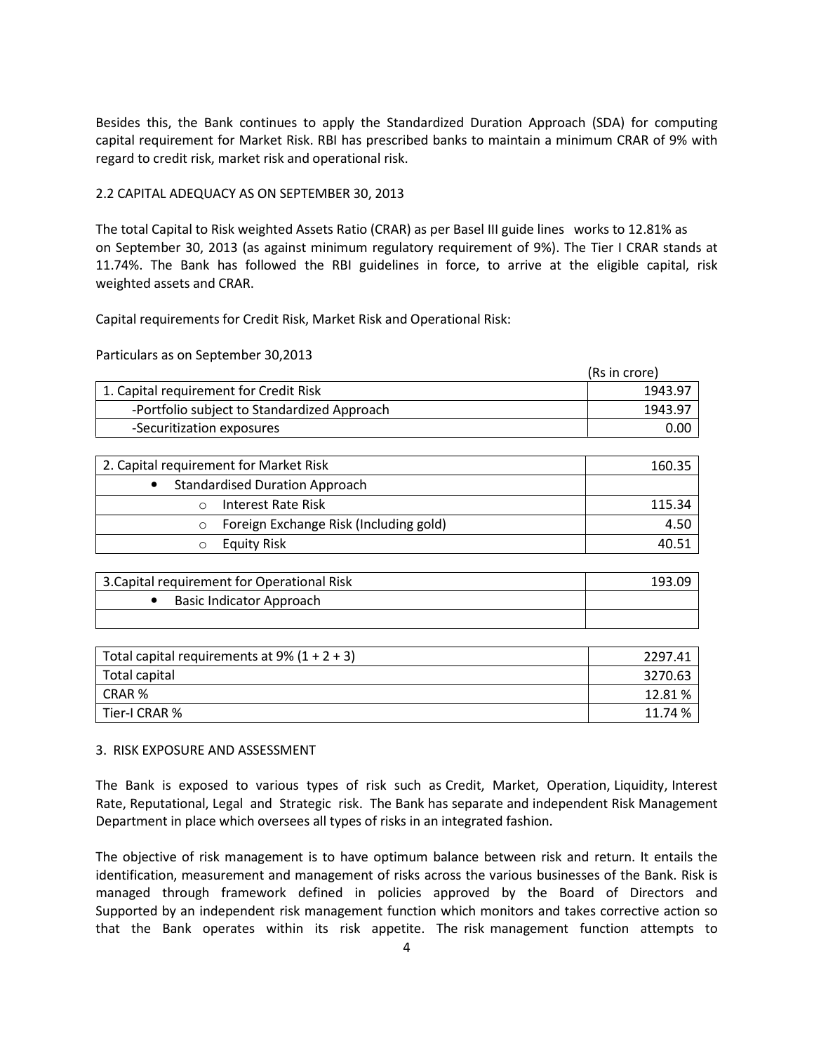Besides this, the Bank continues to apply the Standardized Duration Approach (SDA) for computing capital requirement for Market Risk. RBI has prescribed banks to maintain a minimum CRAR of 9% with regard to credit risk, market risk and operational risk.

## 2.2 CAPITAL ADEQUACY AS ON SEPTEMBER 30, 2013

The total Capital to Risk weighted Assets Ratio (CRAR) as per Basel III guide lines works to 12.81% as on September 30, 2013 (as against minimum regulatory requirement of 9%). The Tier I CRAR stands at 11.74%. The Bank has followed the RBI guidelines in force, to arrive at the eligible capital, risk weighted assets and CRAR.

Capital requirements for Credit Risk, Market Risk and Operational Risk:

Particulars as on September 30,2013

(Rs in crore)

| Particulars | Amount |
|---|---|
| 1. Capital requirement for Credit Risk | 1943.97 |
| -Portfolio subject to Standardized Approach | 1943.97 |
| -Securitization exposures | 0.00 |

| Particulars | Amount |
|---|---|
| 2. Capital requirement for Market Risk | 160.35 |
| • Standardised Duration Approach | |
| o Interest Rate Risk | 115.34 |
| o Foreign Exchange Risk (Including gold) | 4.50 |
| o Equity Risk | 40.51 |

| Particulars | Amount |
|---|---|
| 3.Capital requirement for Operational Risk | 193.09 |
| • Basic Indicator Approach | |
| | |

| Particulars | Amount |
|---|---|
| Total capital requirements at 9% (1 + 2 + 3) | 2297.41 |
| Total capital | 3270.63 |
| CRAR % | 12.81 % |
| Tier-I CRAR % | 11.74 % |

## 3. RISK EXPOSURE AND ASSESSMENT

The Bank is exposed to various types of risk such as Credit, Market, Operation, Liquidity, Interest Rate, Reputational, Legal and Strategic risk. The Bank has separate and independent Risk Management Department in place which oversees all types of risks in an integrated fashion.

The objective of risk management is to have optimum balance between risk and return. It entails the identification, measurement and management of risks across the various businesses of the Bank. Risk is managed through framework defined in policies approved by the Board of Directors and Supported by an independent risk management function which monitors and takes corrective action so that the Bank operates within its risk appetite. The risk management function attempts to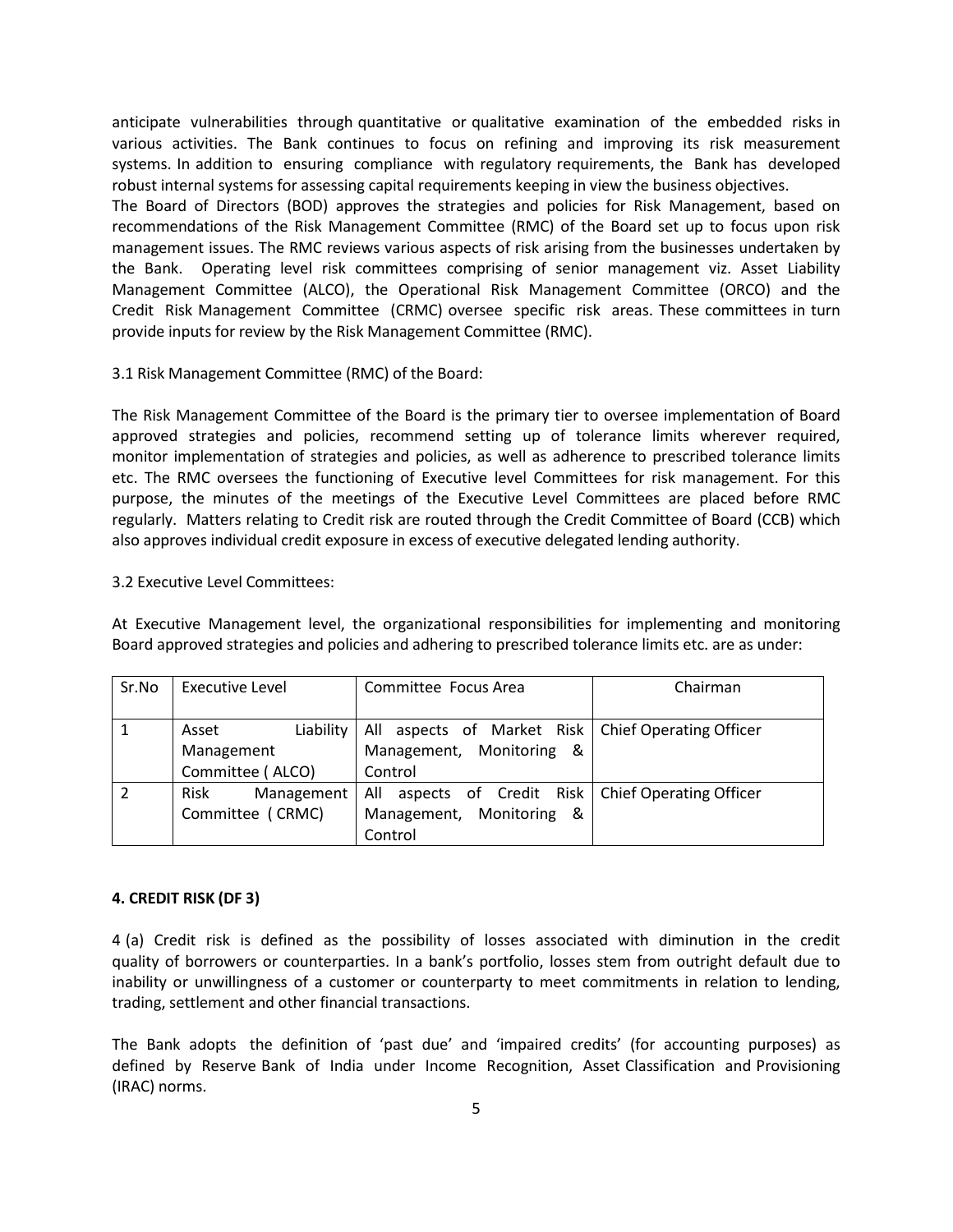anticipate vulnerabilities through quantitative or qualitative examination of the embedded risks in various activities. The Bank continues to focus on refining and improving its risk measurement systems. In addition to ensuring compliance with regulatory requirements, the Bank has developed robust internal systems for assessing capital requirements keeping in view the business objectives.
The Board of Directors (BOD) approves the strategies and policies for Risk Management, based on recommendations of the Risk Management Committee (RMC) of the Board set up to focus upon risk management issues. The RMC reviews various aspects of risk arising from the businesses undertaken by the Bank. Operating level risk committees comprising of senior management viz. Asset Liability Management Committee (ALCO), the Operational Risk Management Committee (ORCO) and the Credit Risk Management Committee (CRMC) oversee specific risk areas. These committees in turn provide inputs for review by the Risk Management Committee (RMC).

3.1 Risk Management Committee (RMC) of the Board:

The Risk Management Committee of the Board is the primary tier to oversee implementation of Board approved strategies and policies, recommend setting up of tolerance limits wherever required, monitor implementation of strategies and policies, as well as adherence to prescribed tolerance limits etc. The RMC oversees the functioning of Executive level Committees for risk management. For this purpose, the minutes of the meetings of the Executive Level Committees are placed before RMC regularly. Matters relating to Credit risk are routed through the Credit Committee of Board (CCB) which also approves individual credit exposure in excess of executive delegated lending authority.

3.2 Executive Level Committees:

At Executive Management level, the organizational responsibilities for implementing and monitoring Board approved strategies and policies and adhering to prescribed tolerance limits etc. are as under:

| Sr.No | Executive Level | Committee Focus Area | Chairman |
|---|---|---|---|
| 1 | Asset Liability Management Committee ( ALCO) | All aspects of Market Risk Management, Monitoring & Control | Chief Operating Officer |
| 2 | Risk Management Committee ( CRMC) | All aspects of Credit Risk Management, Monitoring & Control | Chief Operating Officer |

**4. CREDIT RISK (DF 3)**

4 (a) Credit risk is defined as the possibility of losses associated with diminution in the credit quality of borrowers or counterparties. In a bank's portfolio, losses stem from outright default due to inability or unwillingness of a customer or counterparty to meet commitments in relation to lending, trading, settlement and other financial transactions.

The Bank adopts the definition of 'past due' and 'impaired credits' (for accounting purposes) as defined by Reserve Bank of India under Income Recognition, Asset Classification and Provisioning (IRAC) norms.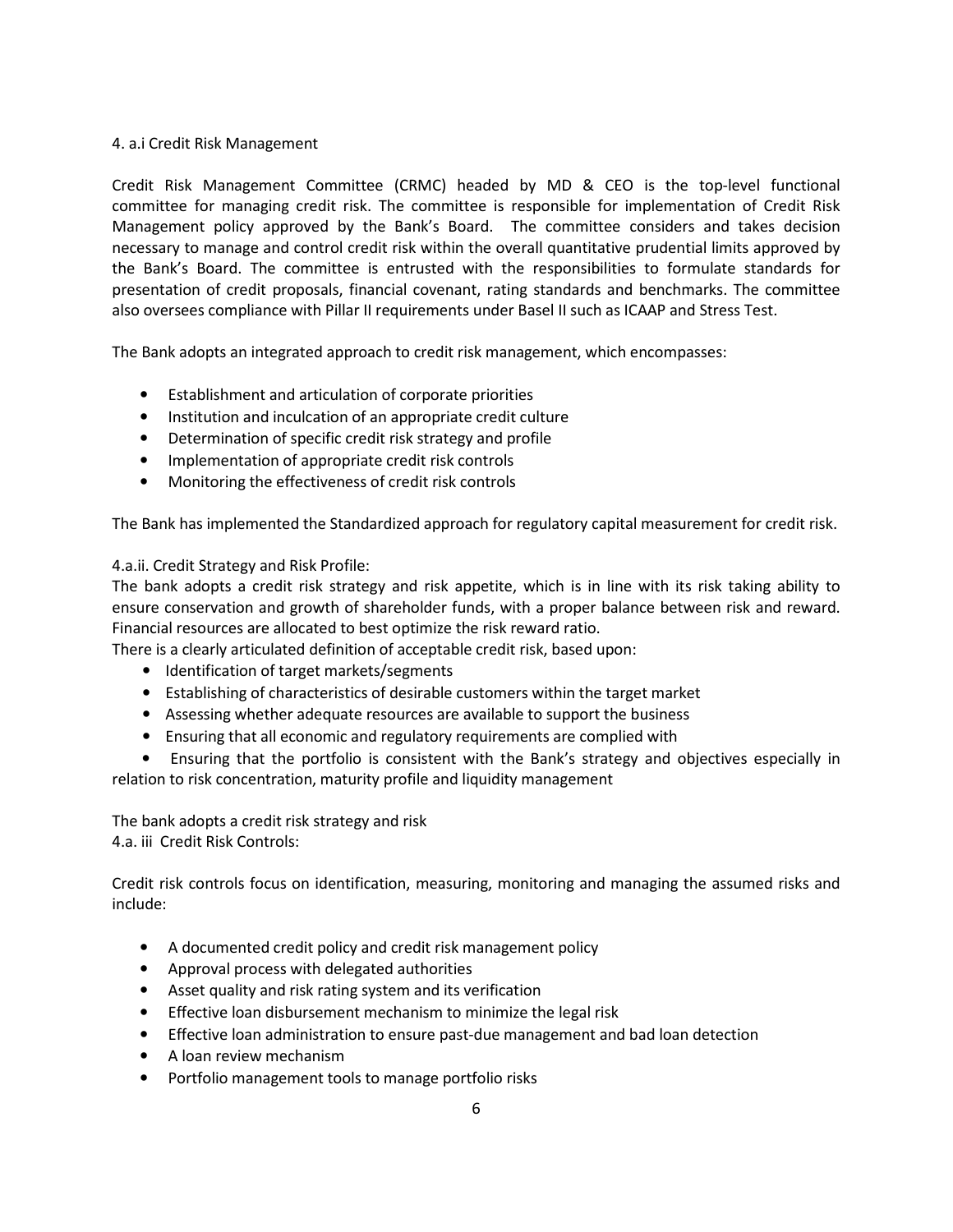### 4. a.i Credit Risk Management

Credit Risk Management Committee (CRMC) headed by MD & CEO is the top-level functional committee for managing credit risk. The committee is responsible for implementation of Credit Risk Management policy approved by the Bank's Board. The committee considers and takes decision necessary to manage and control credit risk within the overall quantitative prudential limits approved by the Bank's Board. The committee is entrusted with the responsibilities to formulate standards for presentation of credit proposals, financial covenant, rating standards and benchmarks. The committee also oversees compliance with Pillar II requirements under Basel II such as ICAAP and Stress Test.

The Bank adopts an integrated approach to credit risk management, which encompasses:

- Establishment and articulation of corporate priorities
- Institution and inculcation of an appropriate credit culture
- Determination of specific credit risk strategy and profile
- Implementation of appropriate credit risk controls
- Monitoring the effectiveness of credit risk controls

The Bank has implemented the Standardized approach for regulatory capital measurement for credit risk.

### 4.a.ii. Credit Strategy and Risk Profile:

The bank adopts a credit risk strategy and risk appetite, which is in line with its risk taking ability to ensure conservation and growth of shareholder funds, with a proper balance between risk and reward. Financial resources are allocated to best optimize the risk reward ratio.

There is a clearly articulated definition of acceptable credit risk, based upon:

- Identification of target markets/segments
- Establishing of characteristics of desirable customers within the target market
- Assessing whether adequate resources are available to support the business
- Ensuring that all economic and regulatory requirements are complied with
- Ensuring that the portfolio is consistent with the Bank's strategy and objectives especially in relation to risk concentration, maturity profile and liquidity management

The bank adopts a credit risk strategy and risk

### 4.a. iii Credit Risk Controls:

Credit risk controls focus on identification, measuring, monitoring and managing the assumed risks and include:

- A documented credit policy and credit risk management policy
- Approval process with delegated authorities
- Asset quality and risk rating system and its verification
- Effective loan disbursement mechanism to minimize the legal risk
- Effective loan administration to ensure past-due management and bad loan detection
- A loan review mechanism
- Portfolio management tools to manage portfolio risks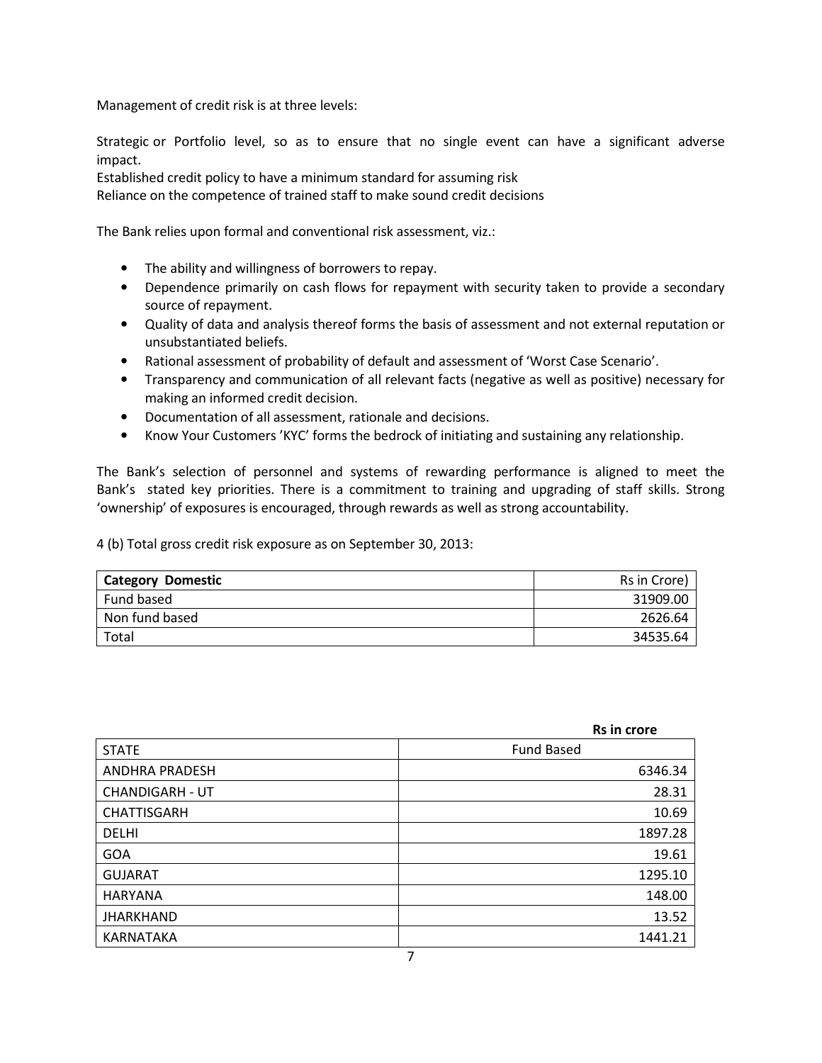Management of credit risk is at three levels:

Strategic or Portfolio level, so as to ensure that no single event can have a significant adverse impact.
Established credit policy to have a minimum standard for assuming risk
Reliance on the competence of trained staff to make sound credit decisions

The Bank relies upon formal and conventional risk assessment, viz.:

- The ability and willingness of borrowers to repay.
- Dependence primarily on cash flows for repayment with security taken to provide a secondary source of repayment.
- Quality of data and analysis thereof forms the basis of assessment and not external reputation or unsubstantiated beliefs.
- Rational assessment of probability of default and assessment of 'Worst Case Scenario'.
- Transparency and communication of all relevant facts (negative as well as positive) necessary for making an informed credit decision.
- Documentation of all assessment, rationale and decisions.
- Know Your Customers 'KYC' forms the bedrock of initiating and sustaining any relationship.

The Bank's selection of personnel and systems of rewarding performance is aligned to meet the Bank's stated key priorities. There is a commitment to training and upgrading of staff skills. Strong 'ownership' of exposures is encouraged, through rewards as well as strong accountability.

4 (b) Total gross credit risk exposure as on September 30, 2013:

| **Category Domestic** | Rs in Crore) |
|---|---|
| Fund based | 31909.00 |
| Non fund based | 2626.64 |
| Total | 34535.64 |

**Rs in crore**

| STATE | Fund Based |
|---|---|
| ANDHRA PRADESH | 6346.34 |
| CHANDIGARH - UT | 28.31 |
| CHATTISGARH | 10.69 |
| DELHI | 1897.28 |
| GOA | 19.61 |
| GUJARAT | 1295.10 |
| HARYANA | 148.00 |
| JHARKHAND | 13.52 |
| KARNATAKA | 1441.21 |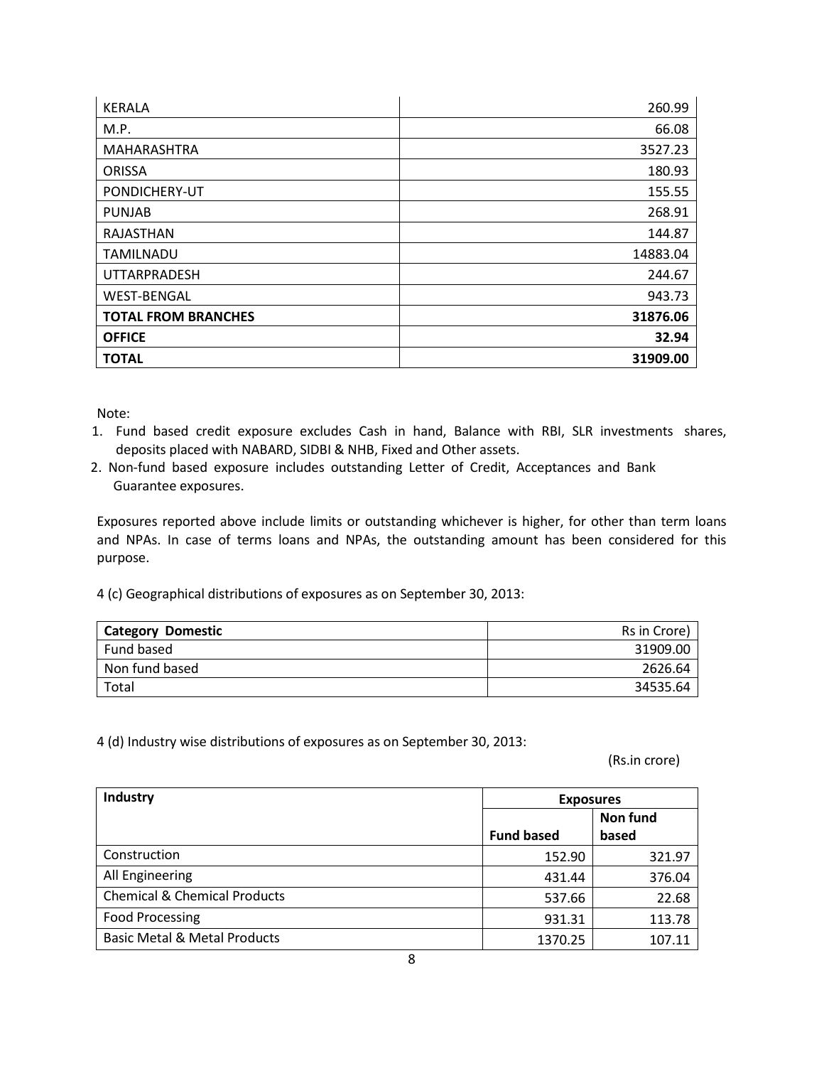| KERALA | 260.99 |
|---|---|
| M.P. | 66.08 |
| MAHARASHTRA | 3527.23 |
| ORISSA | 180.93 |
| PONDICHERY-UT | 155.55 |
| PUNJAB | 268.91 |
| RAJASTHAN | 144.87 |
| TAMILNADU | 14883.04 |
| UTTARPRADESH | 244.67 |
| WEST-BENGAL | 943.73 |
| **TOTAL FROM BRANCHES** | **31876.06** |
| **OFFICE** | **32.94** |
| **TOTAL** | **31909.00** |

Note:

1. Fund based credit exposure excludes Cash in hand, Balance with RBI, SLR investments shares, deposits placed with NABARD, SIDBI & NHB, Fixed and Other assets.
2. Non-fund based exposure includes outstanding Letter of Credit, Acceptances and Bank Guarantee exposures.

Exposures reported above include limits or outstanding whichever is higher, for other than term loans and NPAs. In case of terms loans and NPAs, the outstanding amount has been considered for this purpose.

4 (c) Geographical distributions of exposures as on September 30, 2013:

| **Category Domestic** | Rs in Crore) |
|---|---|
| Fund based | 31909.00 |
| Non fund based | 2626.64 |
| Total | 34535.64 |

4 (d) Industry wise distributions of exposures as on September 30, 2013:

(Rs.in crore)

| **Industry** | **Exposures** | |
|---|---|---|
| | **Fund based** | **Non fund based** |
| Construction | 152.90 | 321.97 |
| All Engineering | 431.44 | 376.04 |
| Chemical & Chemical Products | 537.66 | 22.68 |
| Food Processing | 931.31 | 113.78 |
| Basic Metal & Metal Products | 1370.25 | 107.11 |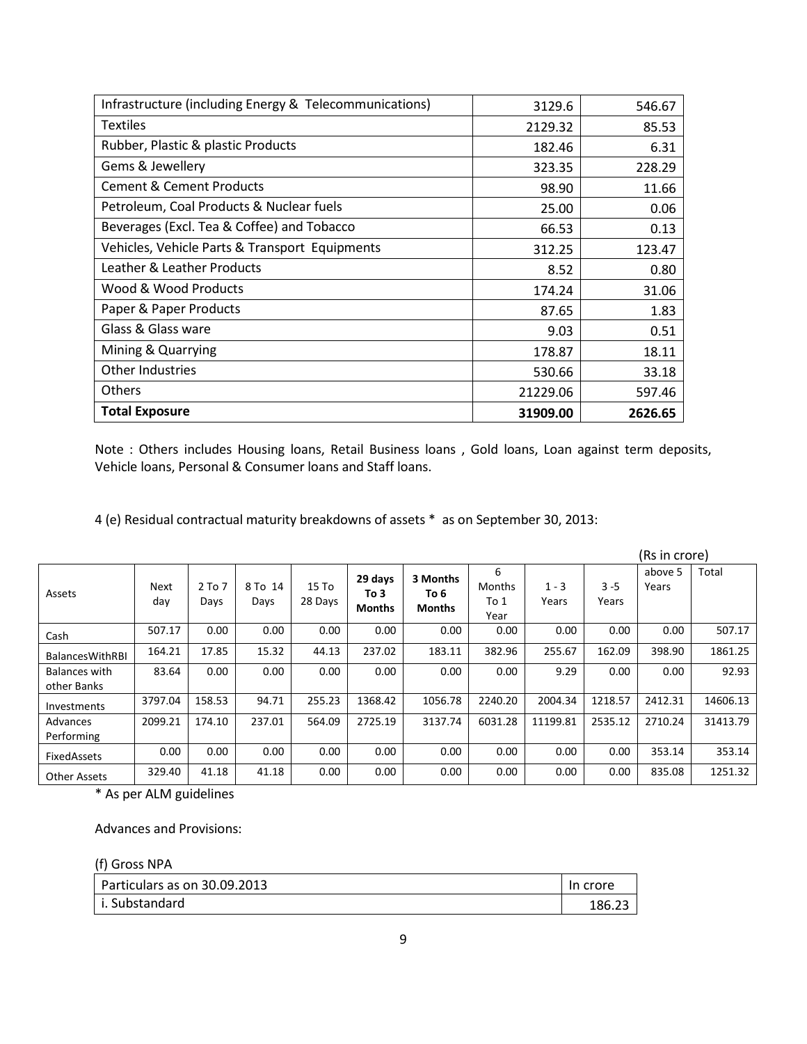| | | |
|---|---|---|
| Infrastructure (including Energy & Telecommunications) | 3129.6 | 546.67 |
| Textiles | 2129.32 | 85.53 |
| Rubber, Plastic & plastic Products | 182.46 | 6.31 |
| Gems & Jewellery | 323.35 | 228.29 |
| Cement & Cement Products | 98.90 | 11.66 |
| Petroleum, Coal Products & Nuclear fuels | 25.00 | 0.06 |
| Beverages (Excl. Tea & Coffee) and Tobacco | 66.53 | 0.13 |
| Vehicles, Vehicle Parts & Transport Equipments | 312.25 | 123.47 |
| Leather & Leather Products | 8.52 | 0.80 |
| Wood & Wood Products | 174.24 | 31.06 |
| Paper & Paper Products | 87.65 | 1.83 |
| Glass & Glass ware | 9.03 | 0.51 |
| Mining & Quarrying | 178.87 | 18.11 |
| Other Industries | 530.66 | 33.18 |
| Others | 21229.06 | 597.46 |
| **Total Exposure** | **31909.00** | **2626.65** |

Note : Others includes Housing loans, Retail Business loans , Gold loans, Loan against term deposits, Vehicle loans, Personal & Consumer loans and Staff loans.

4 (e) Residual contractual maturity breakdowns of assets * as on September 30, 2013:

(Rs in crore)

| Assets | Next day | 2 To 7 Days | 8 To 14 Days | 15 To 28 Days | **29 days To 3 Months** | **3 Months To 6 Months** | 6 Months To 1 Year | 1 - 3 Years | 3 -5 Years | above 5 Years | Total |
|---|---|---|---|---|---|---|---|---|---|---|---|
| Cash | 507.17 | 0.00 | 0.00 | 0.00 | 0.00 | 0.00 | 0.00 | 0.00 | 0.00 | 0.00 | 507.17 |
| BalancesWithRBI | 164.21 | 17.85 | 15.32 | 44.13 | 237.02 | 183.11 | 382.96 | 255.67 | 162.09 | 398.90 | 1861.25 |
| Balances with other Banks | 83.64 | 0.00 | 0.00 | 0.00 | 0.00 | 0.00 | 0.00 | 9.29 | 0.00 | 0.00 | 92.93 |
| Investments | 3797.04 | 158.53 | 94.71 | 255.23 | 1368.42 | 1056.78 | 2240.20 | 2004.34 | 1218.57 | 2412.31 | 14606.13 |
| Advances Performing | 2099.21 | 174.10 | 237.01 | 564.09 | 2725.19 | 3137.74 | 6031.28 | 11199.81 | 2535.12 | 2710.24 | 31413.79 |
| FixedAssets | 0.00 | 0.00 | 0.00 | 0.00 | 0.00 | 0.00 | 0.00 | 0.00 | 0.00 | 353.14 | 353.14 |
| Other Assets | 329.40 | 41.18 | 41.18 | 0.00 | 0.00 | 0.00 | 0.00 | 0.00 | 0.00 | 835.08 | 1251.32 |

* As per ALM guidelines

Advances and Provisions:

(f) Gross NPA

| Particulars as on 30.09.2013 | In crore |
|---|---|
| i. Substandard | 186.23 |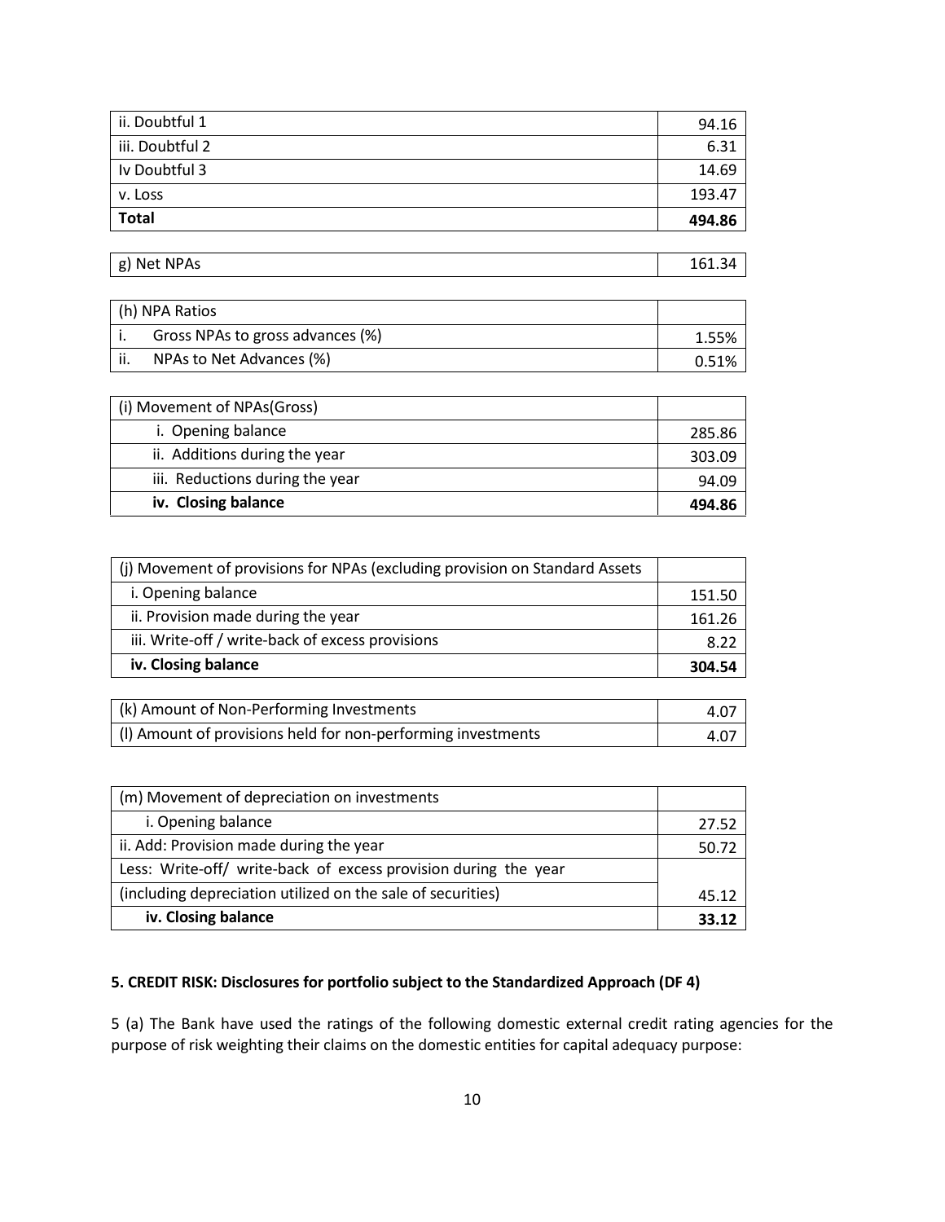| | |
|---|---|
| ii. Doubtful 1 | 94.16 |
| iii. Doubtful 2 | 6.31 |
| Iv Doubtful 3 | 14.69 |
| v. Loss | 193.47 |
| **Total** | **494.86** |

| | |
|---|---|
| g) Net NPAs | 161.34 |

| | |
|---|---|
| (h) NPA Ratios | |
| i. Gross NPAs to gross advances (%) | 1.55% |
| ii. NPAs to Net Advances (%) | 0.51% |

| | |
|---|---|
| (i) Movement of NPAs(Gross) | |
| i. Opening balance | 285.86 |
| ii. Additions during the year | 303.09 |
| iii. Reductions during the year | 94.09 |
| **iv. Closing balance** | **494.86** |

| | |
|---|---|
| (j) Movement of provisions for NPAs (excluding provision on Standard Assets | |
| i. Opening balance | 151.50 |
| ii. Provision made during the year | 161.26 |
| iii. Write-off / write-back of excess provisions | 8.22 |
| **iv. Closing balance** | **304.54** |

| | |
|---|---|
| (k) Amount of Non-Performing Investments | 4.07 |
| (l) Amount of provisions held for non-performing investments | 4.07 |

| | |
|---|---|
| (m) Movement of depreciation on investments | |
| i. Opening balance | 27.52 |
| ii. Add: Provision made during the year | 50.72 |
| Less: Write-off/ write-back of excess provision during the year | |
| (including depreciation utilized on the sale of securities) | 45.12 |
| **iv. Closing balance** | **33.12** |

**5. CREDIT RISK: Disclosures for portfolio subject to the Standardized Approach (DF 4)**

5 (a) The Bank have used the ratings of the following domestic external credit rating agencies for the purpose of risk weighting their claims on the domestic entities for capital adequacy purpose: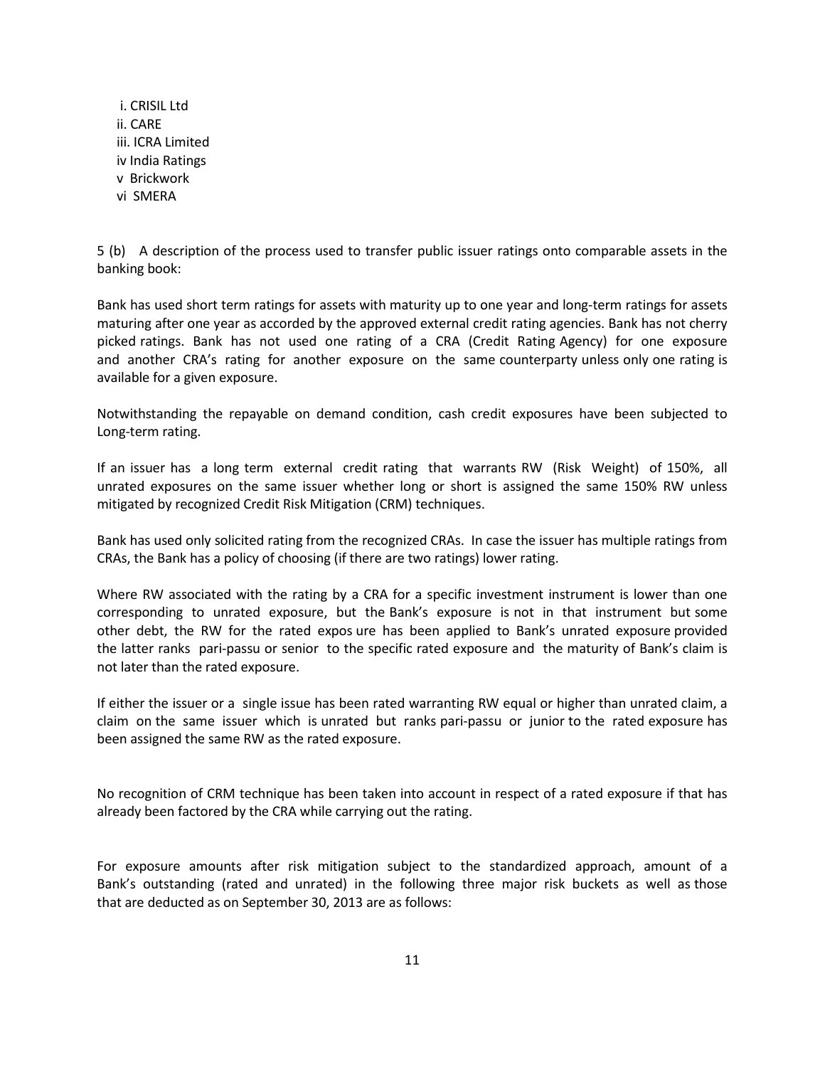i. CRISIL Ltd
ii. CARE
iii. ICRA Limited
iv India Ratings
v Brickwork
vi SMERA

5 (b) A description of the process used to transfer public issuer ratings onto comparable assets in the banking book:

Bank has used short term ratings for assets with maturity up to one year and long-term ratings for assets maturing after one year as accorded by the approved external credit rating agencies. Bank has not cherry picked ratings. Bank has not used one rating of a CRA (Credit Rating Agency) for one exposure and another CRA's rating for another exposure on the same counterparty unless only one rating is available for a given exposure.

Notwithstanding the repayable on demand condition, cash credit exposures have been subjected to Long-term rating.

If an issuer has a long term external credit rating that warrants RW (Risk Weight) of 150%, all unrated exposures on the same issuer whether long or short is assigned the same 150% RW unless mitigated by recognized Credit Risk Mitigation (CRM) techniques.

Bank has used only solicited rating from the recognized CRAs. In case the issuer has multiple ratings from CRAs, the Bank has a policy of choosing (if there are two ratings) lower rating.

Where RW associated with the rating by a CRA for a specific investment instrument is lower than one corresponding to unrated exposure, but the Bank's exposure is not in that instrument but some other debt, the RW for the rated expos ure has been applied to Bank's unrated exposure provided the latter ranks pari-passu or senior to the specific rated exposure and the maturity of Bank's claim is not later than the rated exposure.

If either the issuer or a single issue has been rated warranting RW equal or higher than unrated claim, a claim on the same issuer which is unrated but ranks pari-passu or junior to the rated exposure has been assigned the same RW as the rated exposure.

No recognition of CRM technique has been taken into account in respect of a rated exposure if that has already been factored by the CRA while carrying out the rating.

For exposure amounts after risk mitigation subject to the standardized approach, amount of a Bank's outstanding (rated and unrated) in the following three major risk buckets as well as those that are deducted as on September 30, 2013 are as follows: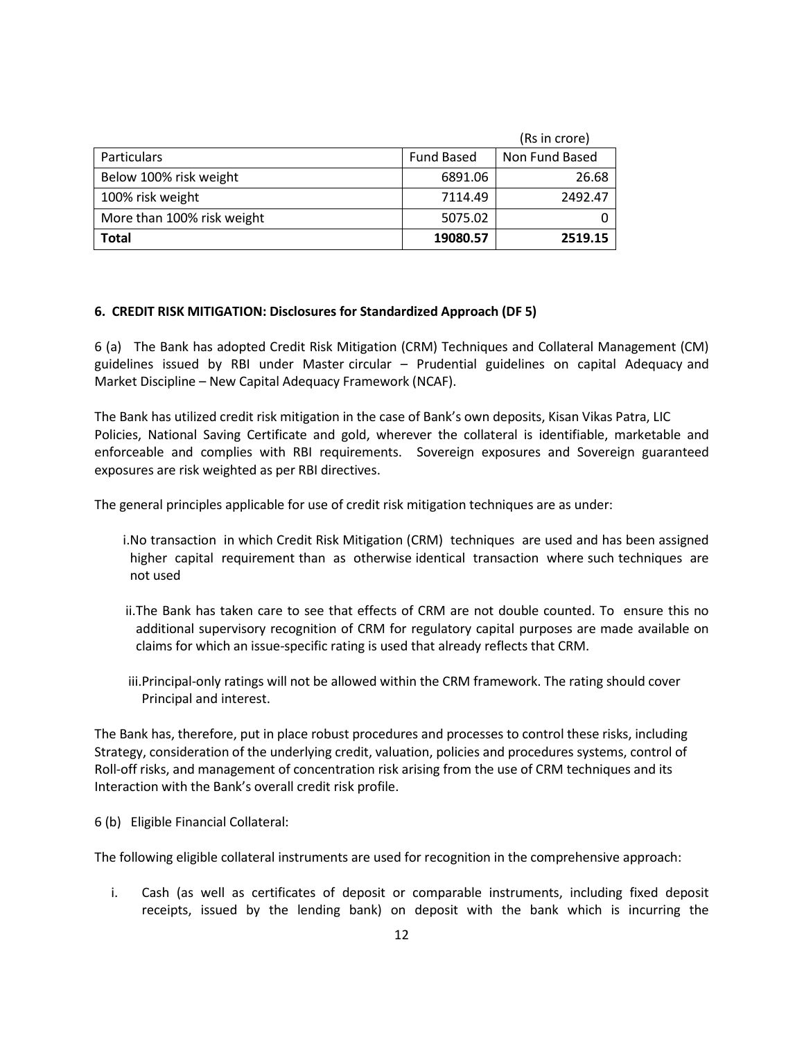(Rs in crore)

| Particulars | Fund Based | Non Fund Based |
|---|---|---|
| Below 100% risk weight | 6891.06 | 26.68 |
| 100% risk weight | 7114.49 | 2492.47 |
| More than 100% risk weight | 5075.02 | 0 |
| **Total** | **19080.57** | **2519.15** |

**6. CREDIT RISK MITIGATION: Disclosures for Standardized Approach (DF 5)**

6 (a) The Bank has adopted Credit Risk Mitigation (CRM) Techniques and Collateral Management (CM) guidelines issued by RBI under Master circular – Prudential guidelines on capital Adequacy and Market Discipline – New Capital Adequacy Framework (NCAF).

The Bank has utilized credit risk mitigation in the case of Bank's own deposits, Kisan Vikas Patra, LIC Policies, National Saving Certificate and gold, wherever the collateral is identifiable, marketable and enforceable and complies with RBI requirements. Sovereign exposures and Sovereign guaranteed exposures are risk weighted as per RBI directives.

The general principles applicable for use of credit risk mitigation techniques are as under:

i. No transaction in which Credit Risk Mitigation (CRM) techniques are used and has been assigned higher capital requirement than as otherwise identical transaction where such techniques are not used

ii. The Bank has taken care to see that effects of CRM are not double counted. To ensure this no additional supervisory recognition of CRM for regulatory capital purposes are made available on claims for which an issue-specific rating is used that already reflects that CRM.

iii. Principal-only ratings will not be allowed within the CRM framework. The rating should cover Principal and interest.

The Bank has, therefore, put in place robust procedures and processes to control these risks, including Strategy, consideration of the underlying credit, valuation, policies and procedures systems, control of Roll-off risks, and management of concentration risk arising from the use of CRM techniques and its Interaction with the Bank's overall credit risk profile.

6 (b) Eligible Financial Collateral:

The following eligible collateral instruments are used for recognition in the comprehensive approach:

i. Cash (as well as certificates of deposit or comparable instruments, including fixed deposit receipts, issued by the lending bank) on deposit with the bank which is incurring the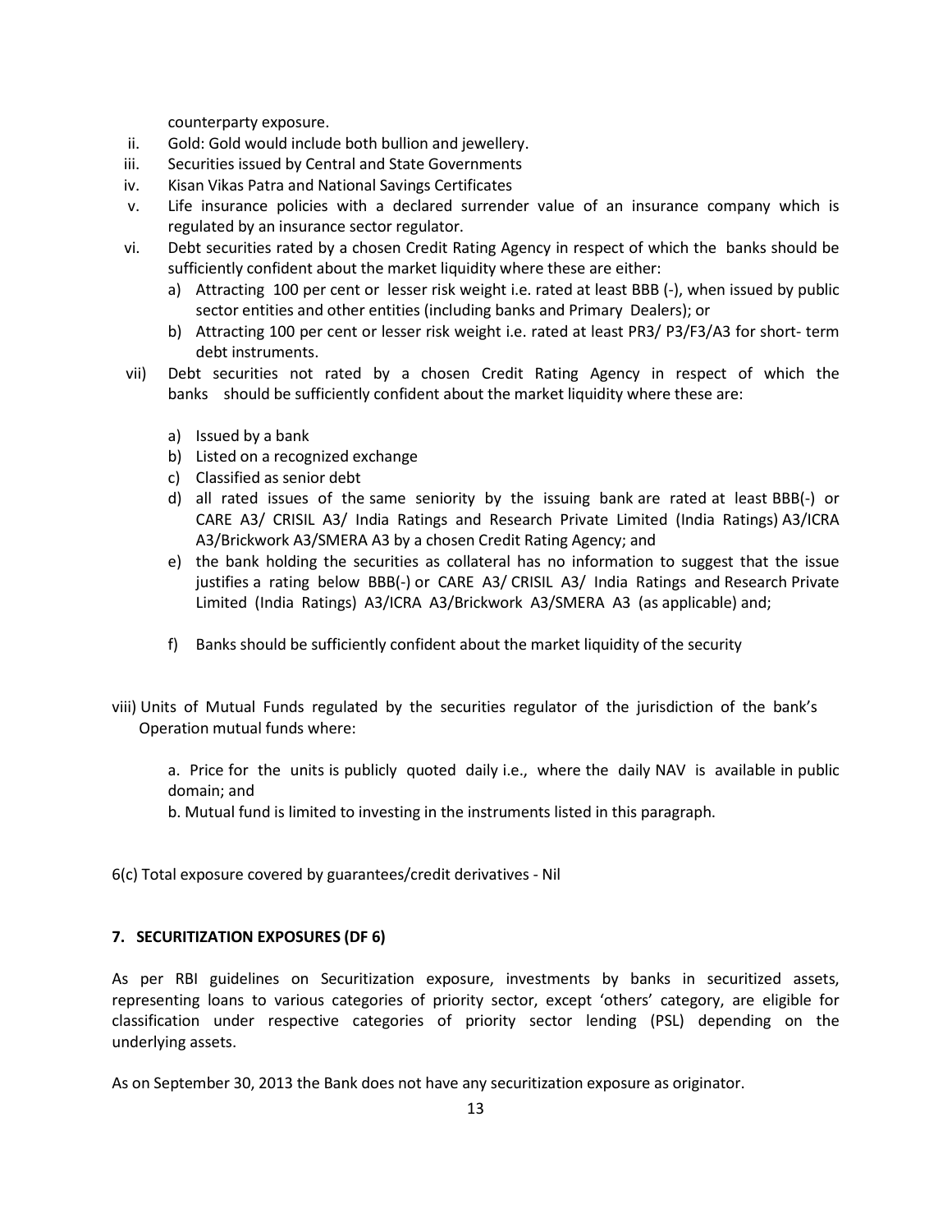counterparty exposure.

ii. Gold: Gold would include both bullion and jewellery.
iii. Securities issued by Central and State Governments
iv. Kisan Vikas Patra and National Savings Certificates
v. Life insurance policies with a declared surrender value of an insurance company which is regulated by an insurance sector regulator.
vi. Debt securities rated by a chosen Credit Rating Agency in respect of which the banks should be sufficiently confident about the market liquidity where these are either:
   a) Attracting 100 per cent or lesser risk weight i.e. rated at least BBB (-), when issued by public sector entities and other entities (including banks and Primary Dealers); or
   b) Attracting 100 per cent or lesser risk weight i.e. rated at least PR3/ P3/F3/A3 for short- term debt instruments.
vii) Debt securities not rated by a chosen Credit Rating Agency in respect of which the banks should be sufficiently confident about the market liquidity where these are:

   a) Issued by a bank
   b) Listed on a recognized exchange
   c) Classified as senior debt
   d) all rated issues of the same seniority by the issuing bank are rated at least BBB(-) or CARE A3/ CRISIL A3/ India Ratings and Research Private Limited (India Ratings) A3/ICRA A3/Brickwork A3/SMERA A3 by a chosen Credit Rating Agency; and
   e) the bank holding the securities as collateral has no information to suggest that the issue justifies a rating below BBB(-) or CARE A3/ CRISIL A3/ India Ratings and Research Private Limited (India Ratings) A3/ICRA A3/Brickwork A3/SMERA A3 (as applicable) and;

   f) Banks should be sufficiently confident about the market liquidity of the security

viii) Units of Mutual Funds regulated by the securities regulator of the jurisdiction of the bank's Operation mutual funds where:

   a. Price for the units is publicly quoted daily i.e., where the daily NAV is available in public domain; and
   b. Mutual fund is limited to investing in the instruments listed in this paragraph.

6(c) Total exposure covered by guarantees/credit derivatives - Nil

**7. SECURITIZATION EXPOSURES (DF 6)**

As per RBI guidelines on Securitization exposure, investments by banks in securitized assets, representing loans to various categories of priority sector, except 'others' category, are eligible for classification under respective categories of priority sector lending (PSL) depending on the underlying assets.

As on September 30, 2013 the Bank does not have any securitization exposure as originator.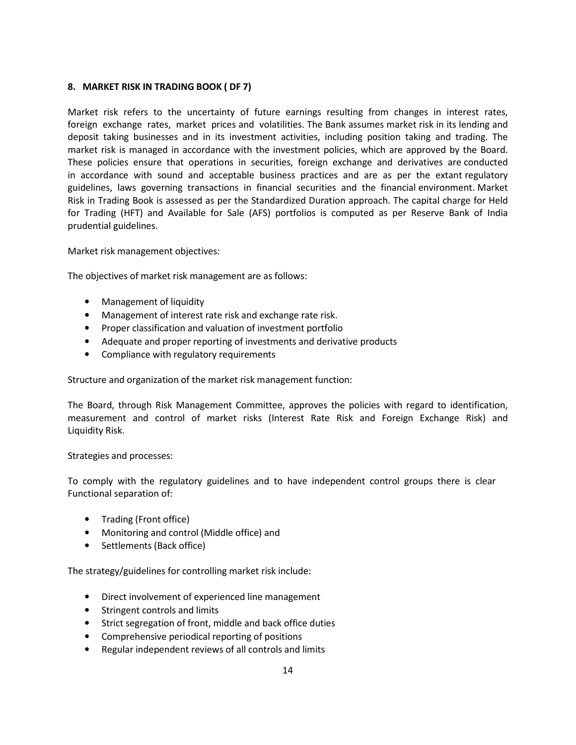## 8. MARKET RISK IN TRADING BOOK ( DF 7)

Market risk refers to the uncertainty of future earnings resulting from changes in interest rates, foreign exchange rates, market prices and volatilities. The Bank assumes market risk in its lending and deposit taking businesses and in its investment activities, including position taking and trading. The market risk is managed in accordance with the investment policies, which are approved by the Board. These policies ensure that operations in securities, foreign exchange and derivatives are conducted in accordance with sound and acceptable business practices and are as per the extant regulatory guidelines, laws governing transactions in financial securities and the financial environment. Market Risk in Trading Book is assessed as per the Standardized Duration approach. The capital charge for Held for Trading (HFT) and Available for Sale (AFS) portfolios is computed as per Reserve Bank of India prudential guidelines.

Market risk management objectives:

The objectives of market risk management are as follows:

- Management of liquidity
- Management of interest rate risk and exchange rate risk.
- Proper classification and valuation of investment portfolio
- Adequate and proper reporting of investments and derivative products
- Compliance with regulatory requirements

Structure and organization of the market risk management function:

The Board, through Risk Management Committee, approves the policies with regard to identification, measurement and control of market risks (Interest Rate Risk and Foreign Exchange Risk) and Liquidity Risk.

Strategies and processes:

To comply with the regulatory guidelines and to have independent control groups there is clear Functional separation of:

- Trading (Front office)
- Monitoring and control (Middle office) and
- Settlements (Back office)

The strategy/guidelines for controlling market risk include:

- Direct involvement of experienced line management
- Stringent controls and limits
- Strict segregation of front, middle and back office duties
- Comprehensive periodical reporting of positions
- Regular independent reviews of all controls and limits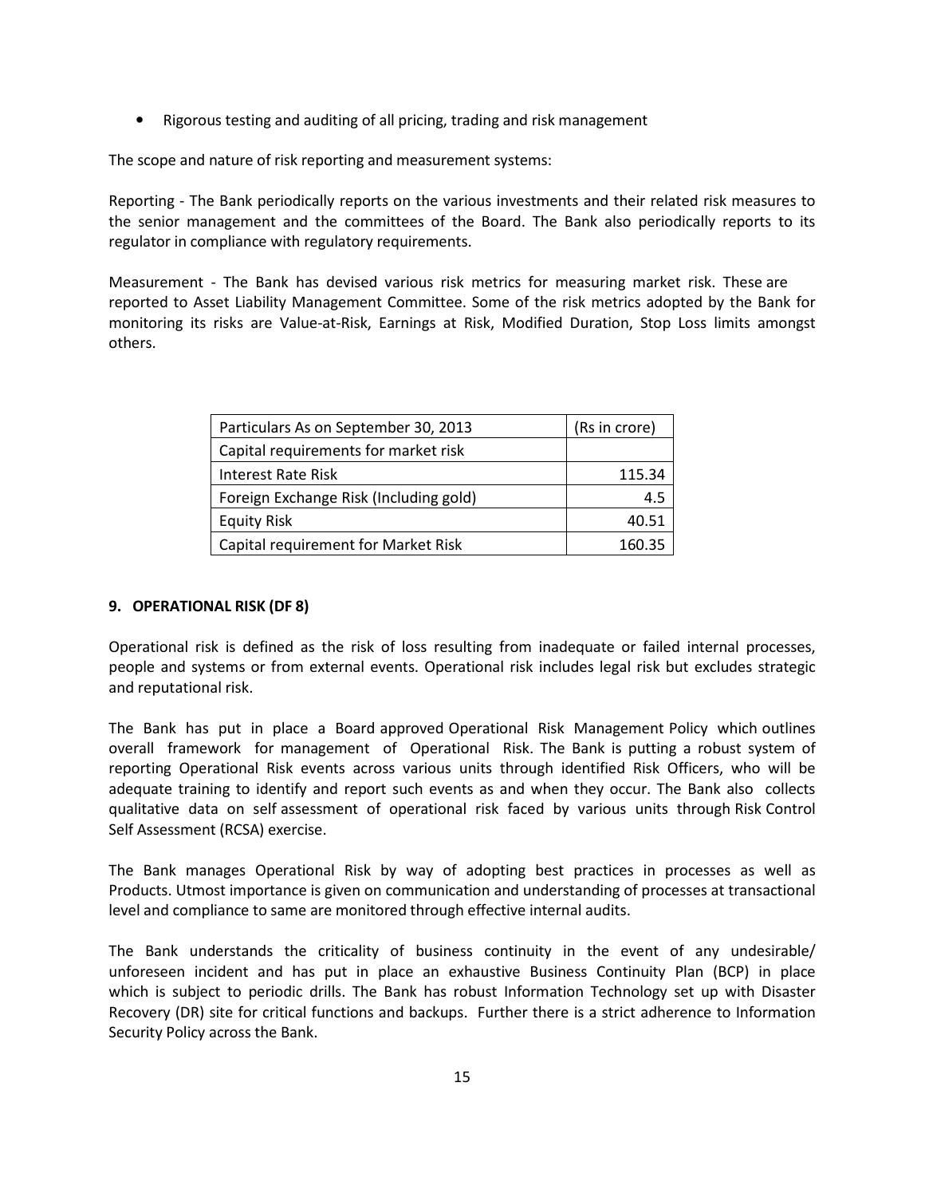- Rigorous testing and auditing of all pricing, trading and risk management

The scope and nature of risk reporting and measurement systems:

Reporting - The Bank periodically reports on the various investments and their related risk measures to the senior management and the committees of the Board. The Bank also periodically reports to its regulator in compliance with regulatory requirements.

Measurement - The Bank has devised various risk metrics for measuring market risk. These are reported to Asset Liability Management Committee. Some of the risk metrics adopted by the Bank for monitoring its risks are Value-at-Risk, Earnings at Risk, Modified Duration, Stop Loss limits amongst others.

| Particulars As on September 30, 2013 | (Rs in crore) |
|---|---|
| Capital requirements for market risk | |
| Interest Rate Risk | 115.34 |
| Foreign Exchange Risk (Including gold) | 4.5 |
| Equity Risk | 40.51 |
| Capital requirement for Market Risk | 160.35 |

## 9. OPERATIONAL RISK (DF 8)

Operational risk is defined as the risk of loss resulting from inadequate or failed internal processes, people and systems or from external events. Operational risk includes legal risk but excludes strategic and reputational risk.

The Bank has put in place a Board approved Operational Risk Management Policy which outlines overall framework for management of Operational Risk. The Bank is putting a robust system of reporting Operational Risk events across various units through identified Risk Officers, who will be adequate training to identify and report such events as and when they occur. The Bank also collects qualitative data on self assessment of operational risk faced by various units through Risk Control Self Assessment (RCSA) exercise.

The Bank manages Operational Risk by way of adopting best practices in processes as well as Products. Utmost importance is given on communication and understanding of processes at transactional level and compliance to same are monitored through effective internal audits.

The Bank understands the criticality of business continuity in the event of any undesirable/ unforeseen incident and has put in place an exhaustive Business Continuity Plan (BCP) in place which is subject to periodic drills. The Bank has robust Information Technology set up with Disaster Recovery (DR) site for critical functions and backups. Further there is a strict adherence to Information Security Policy across the Bank.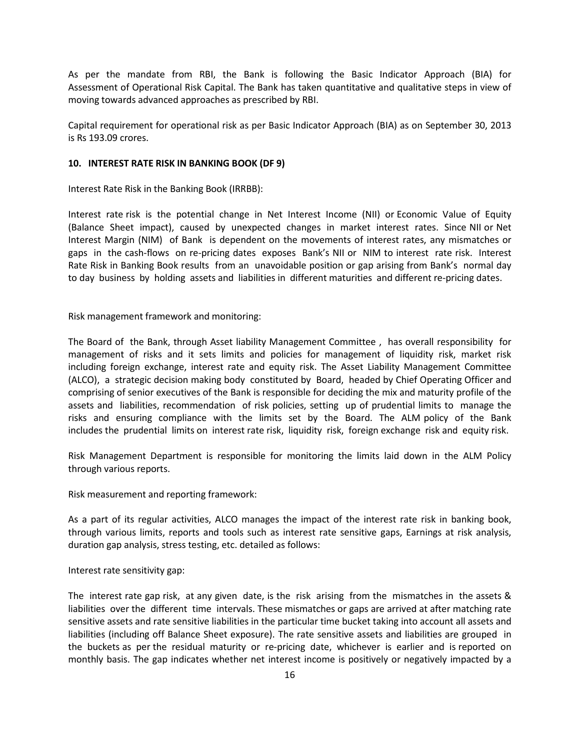As per the mandate from RBI, the Bank is following the Basic Indicator Approach (BIA) for Assessment of Operational Risk Capital. The Bank has taken quantitative and qualitative steps in view of moving towards advanced approaches as prescribed by RBI.

Capital requirement for operational risk as per Basic Indicator Approach (BIA) as on September 30, 2013 is Rs 193.09 crores.

**10. INTEREST RATE RISK IN BANKING BOOK (DF 9)**

Interest Rate Risk in the Banking Book (IRRBB):

Interest rate risk is the potential change in Net Interest Income (NII) or Economic Value of Equity (Balance Sheet impact), caused by unexpected changes in market interest rates. Since NII or Net Interest Margin (NIM) of Bank is dependent on the movements of interest rates, any mismatches or gaps in the cash-flows on re-pricing dates exposes Bank's NII or NIM to interest rate risk. Interest Rate Risk in Banking Book results from an unavoidable position or gap arising from Bank's normal day to day business by holding assets and liabilities in different maturities and different re-pricing dates.

Risk management framework and monitoring:

The Board of the Bank, through Asset liability Management Committee , has overall responsibility for management of risks and it sets limits and policies for management of liquidity risk, market risk including foreign exchange, interest rate and equity risk. The Asset Liability Management Committee (ALCO), a strategic decision making body constituted by Board, headed by Chief Operating Officer and comprising of senior executives of the Bank is responsible for deciding the mix and maturity profile of the assets and liabilities, recommendation of risk policies, setting up of prudential limits to manage the risks and ensuring compliance with the limits set by the Board. The ALM policy of the Bank includes the prudential limits on interest rate risk, liquidity risk, foreign exchange risk and equity risk.

Risk Management Department is responsible for monitoring the limits laid down in the ALM Policy through various reports.

Risk measurement and reporting framework:

As a part of its regular activities, ALCO manages the impact of the interest rate risk in banking book, through various limits, reports and tools such as interest rate sensitive gaps, Earnings at risk analysis, duration gap analysis, stress testing, etc. detailed as follows:

Interest rate sensitivity gap:

The interest rate gap risk, at any given date, is the risk arising from the mismatches in the assets & liabilities over the different time intervals. These mismatches or gaps are arrived at after matching rate sensitive assets and rate sensitive liabilities in the particular time bucket taking into account all assets and liabilities (including off Balance Sheet exposure). The rate sensitive assets and liabilities are grouped in the buckets as per the residual maturity or re-pricing date, whichever is earlier and is reported on monthly basis. The gap indicates whether net interest income is positively or negatively impacted by a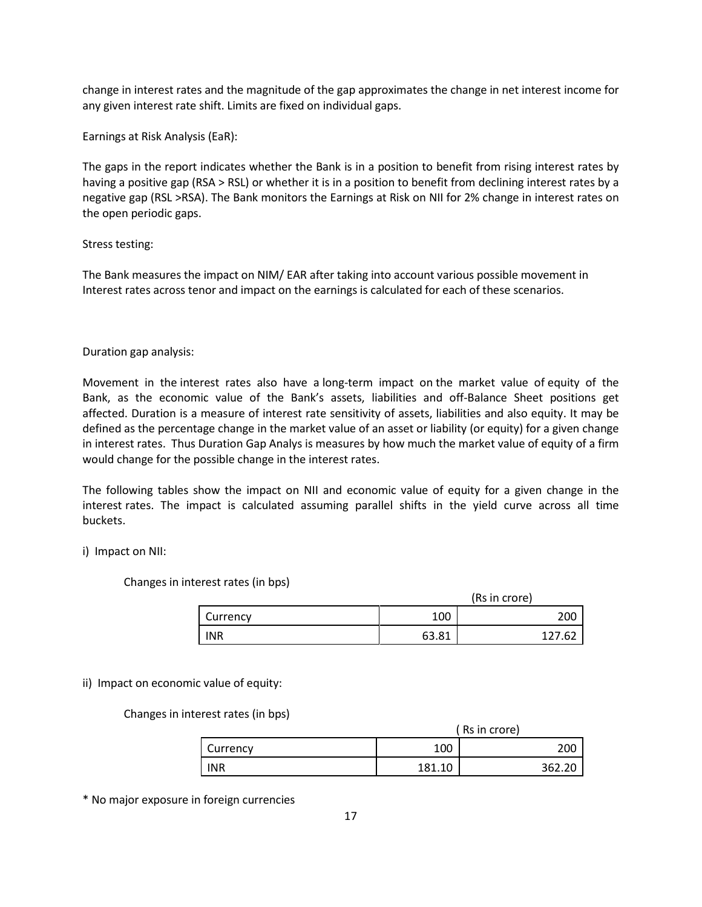change in interest rates and the magnitude of the gap approximates the change in net interest income for any given interest rate shift. Limits are fixed on individual gaps.

Earnings at Risk Analysis (EaR):

The gaps in the report indicates whether the Bank is in a position to benefit from rising interest rates by having a positive gap (RSA > RSL) or whether it is in a position to benefit from declining interest rates by a negative gap (RSL >RSA). The Bank monitors the Earnings at Risk on NII for 2% change in interest rates on the open periodic gaps.

Stress testing:

The Bank measures the impact on NIM/ EAR after taking into account various possible movement in Interest rates across tenor and impact on the earnings is calculated for each of these scenarios.

Duration gap analysis:

Movement in the interest rates also have a long-term impact on the market value of equity of the Bank, as the economic value of the Bank's assets, liabilities and off-Balance Sheet positions get affected. Duration is a measure of interest rate sensitivity of assets, liabilities and also equity. It may be defined as the percentage change in the market value of an asset or liability (or equity) for a given change in interest rates. Thus Duration Gap Analys is measures by how much the market value of equity of a firm would change for the possible change in the interest rates.

The following tables show the impact on NII and economic value of equity for a given change in the interest rates. The impact is calculated assuming parallel shifts in the yield curve across all time buckets.

i) Impact on NII:

Changes in interest rates (in bps)

(Rs in crore)

| Currency | 100 | 200 |
|---|---|---|
| INR | 63.81 | 127.62 |

ii) Impact on economic value of equity:

Changes in interest rates (in bps)

( Rs in crore)

| Currency | 100 | 200 |
|---|---|---|
| INR | 181.10 | 362.20 |

* No major exposure in foreign currencies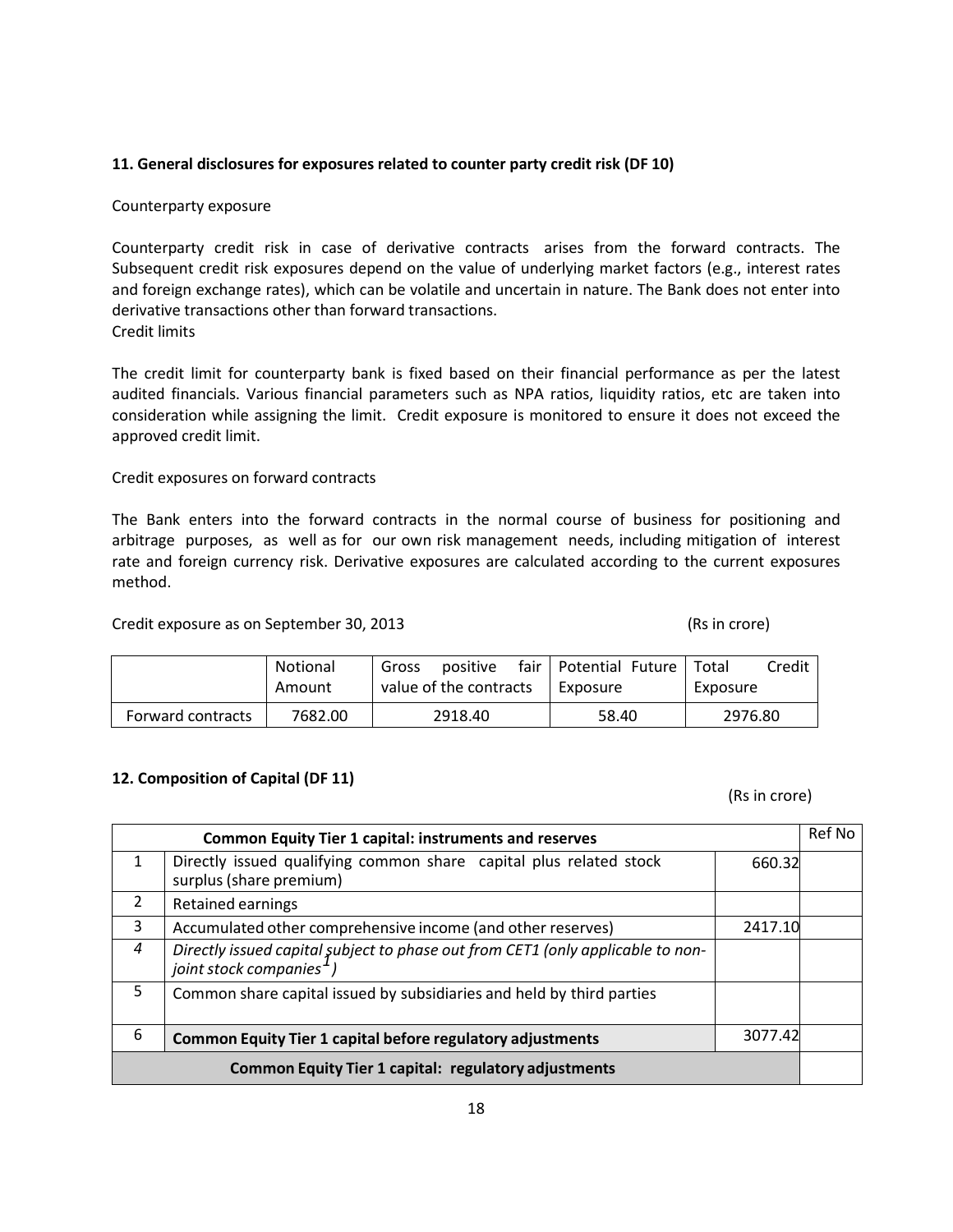**11. General disclosures for exposures related to counter party credit risk (DF 10)**

Counterparty exposure

Counterparty credit risk in case of derivative contracts arises from the forward contracts. The Subsequent credit risk exposures depend on the value of underlying market factors (e.g., interest rates and foreign exchange rates), which can be volatile and uncertain in nature. The Bank does not enter into derivative transactions other than forward transactions.

Credit limits

The credit limit for counterparty bank is fixed based on their financial performance as per the latest audited financials. Various financial parameters such as NPA ratios, liquidity ratios, etc are taken into consideration while assigning the limit. Credit exposure is monitored to ensure it does not exceed the approved credit limit.

Credit exposures on forward contracts

The Bank enters into the forward contracts in the normal course of business for positioning and arbitrage purposes, as well as for our own risk management needs, including mitigation of interest rate and foreign currency risk. Derivative exposures are calculated according to the current exposures method.

Credit exposure as on September 30, 2013 (Rs in crore)

| | Notional Amount | Gross positive fair value of the contracts | Potential Future Exposure | Total Credit Exposure |
|---|---|---|---|---|
| Forward contracts | 7682.00 | 2918.40 | 58.40 | 2976.80 |

**12. Composition of Capital (DF 11)**

(Rs in crore)

| | **Common Equity Tier 1 capital: instruments and reserves** | | Ref No |
|---|---|---|---|
| 1 | Directly issued qualifying common share capital plus related stock surplus (share premium) | 660.32 | |
| 2 | Retained earnings | | |
| 3 | Accumulated other comprehensive income (and other reserves) | 2417.10 | |
| *4* | *Directly issued capital subject to phase out from CET1 (only applicable to non-joint stock companies[1])* | | |
| 5 | Common share capital issued by subsidiaries and held by third parties | | |
| 6 | **Common Equity Tier 1 capital before regulatory adjustments** | 3077.42 | |
| | **Common Equity Tier 1 capital: regulatory adjustments** | | |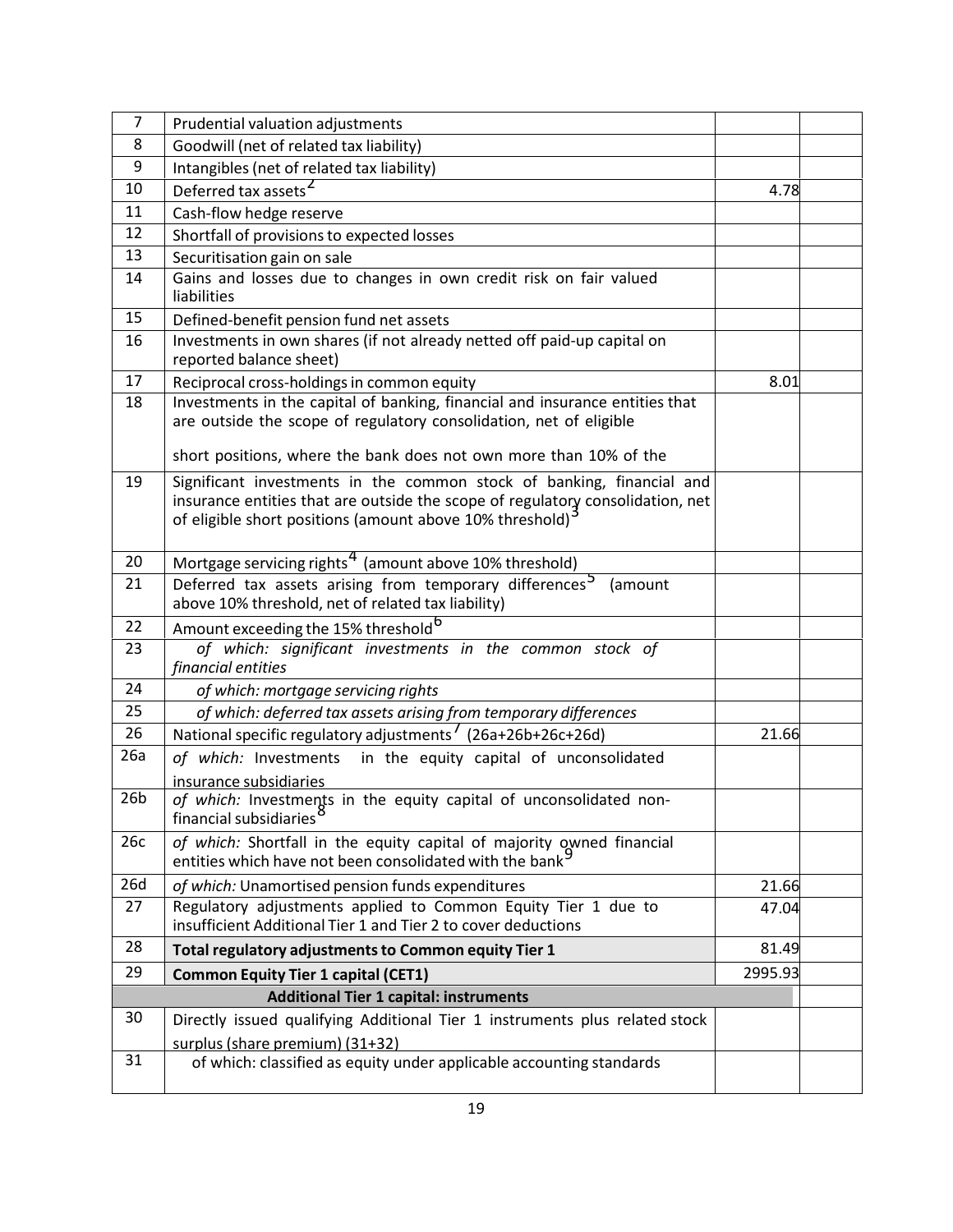| 7 | Prudential valuation adjustments | | |
|---|---|---|---|
| 8 | Goodwill (net of related tax liability) | | |
| 9 | Intangibles (net of related tax liability) | | |
| 10 | Deferred tax assets [2] | 4.78 | |
| 11 | Cash-flow hedge reserve | | |
| 12 | Shortfall of provisions to expected losses | | |
| 13 | Securitisation gain on sale | | |
| 14 | Gains and losses due to changes in own credit risk on fair valued liabilities | | |
| 15 | Defined-benefit pension fund net assets | | |
| 16 | Investments in own shares (if not already netted off paid-up capital on reported balance sheet) | | |
| 17 | Reciprocal cross-holdings in common equity | 8.01 | |
| 18 | Investments in the capital of banking, financial and insurance entities that are outside the scope of regulatory consolidation, net of eligible short positions, where the bank does not own more than 10% of the | | |
| 19 | Significant investments in the common stock of banking, financial and insurance entities that are outside the scope of regulatory consolidation, net of eligible short positions (amount above 10% threshold) [3] | | |
| 20 | Mortgage servicing rights [4] (amount above 10% threshold) | | |
| 21 | Deferred tax assets arising from temporary differences [5] (amount above 10% threshold, net of related tax liability) | | |
| 22 | Amount exceeding the 15% threshold [6] | | |
| 23 | *of which: significant investments in the common stock of financial entities* | | |
| 24 | *of which: mortgage servicing rights* | | |
| 25 | *of which: deferred tax assets arising from temporary differences* | | |
| 26 | National specific regulatory adjustments [7] (26a+26b+26c+26d) | 21.66 | |
| 26a | *of which:* Investments in the equity capital of unconsolidated insurance subsidiaries | | |
| 26b | *of which:* Investments in the equity capital of unconsolidated non-financial subsidiaries [8] | | |
| 26c | *of which:* Shortfall in the equity capital of majority owned financial entities which have not been consolidated with the bank [9] | | |
| 26d | *of which:* Unamortised pension funds expenditures | 21.66 | |
| 27 | Regulatory adjustments applied to Common Equity Tier 1 due to insufficient Additional Tier 1 and Tier 2 to cover deductions | 47.04 | |
| 28 | **Total regulatory adjustments to Common equity Tier 1** | 81.49 | |
| 29 | **Common Equity Tier 1 capital (CET1)** | 2995.93 | |
| | **Additional Tier 1 capital: instruments** | | |
| 30 | Directly issued qualifying Additional Tier 1 instruments plus related stock surplus (share premium) (31+32) | | |
| 31 | of which: classified as equity under applicable accounting standards | | |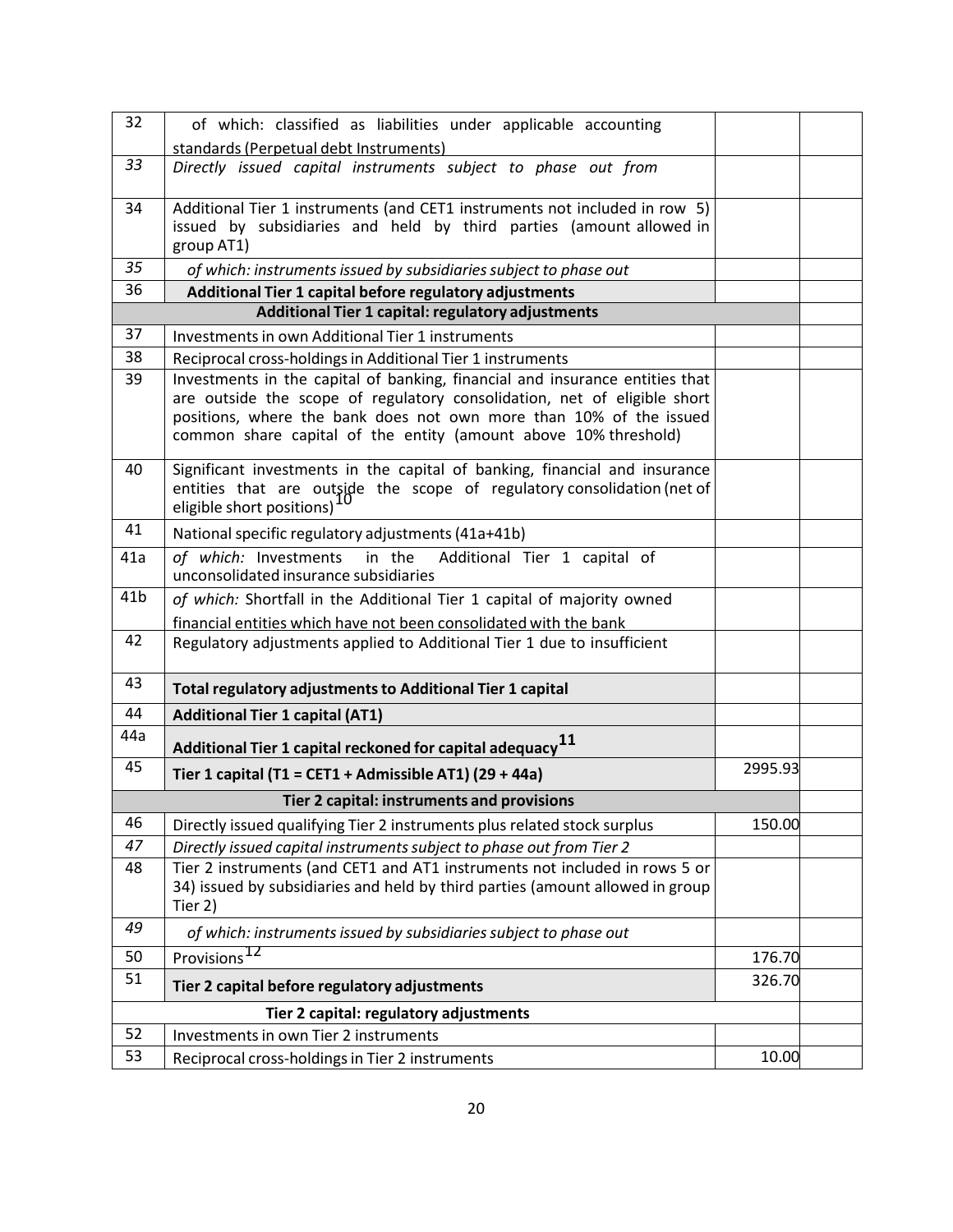| | | | |
|---|---|---|---|
| 32 | of which: classified as liabilities under applicable accounting standards (Perpetual debt Instruments) | | |
| *33* | *Directly issued capital instruments subject to phase out from* | | |
| 34 | Additional Tier 1 instruments (and CET1 instruments not included in row 5) issued by subsidiaries and held by third parties (amount allowed in group AT1) | | |
| *35* | *of which: instruments issued by subsidiaries subject to phase out* | | |
| 36 | **Additional Tier 1 capital before regulatory adjustments** | | |
| | **Additional Tier 1 capital: regulatory adjustments** | | |
| 37 | Investments in own Additional Tier 1 instruments | | |
| 38 | Reciprocal cross-holdings in Additional Tier 1 instruments | | |
| 39 | Investments in the capital of banking, financial and insurance entities that are outside the scope of regulatory consolidation, net of eligible short positions, where the bank does not own more than 10% of the issued common share capital of the entity (amount above 10% threshold) | | |
| 40 | Significant investments in the capital of banking, financial and insurance entities that are outside the scope of regulatory consolidation (net of eligible short positions)[10] | | |
| 41 | National specific regulatory adjustments (41a+41b) | | |
| 41a | *of which:* Investments in the Additional Tier 1 capital of unconsolidated insurance subsidiaries | | |
| 41b | *of which:* Shortfall in the Additional Tier 1 capital of majority owned financial entities which have not been consolidated with the bank | | |
| 42 | Regulatory adjustments applied to Additional Tier 1 due to insufficient | | |
| 43 | **Total regulatory adjustments to Additional Tier 1 capital** | | |
| 44 | **Additional Tier 1 capital (AT1)** | | |
| 44a | **Additional Tier 1 capital reckoned for capital adequacy[11]** | | |
| 45 | **Tier 1 capital (T1 = CET1 + Admissible AT1) (29 + 44a)** | 2995.93 | |
| | **Tier 2 capital: instruments and provisions** | | |
| 46 | Directly issued qualifying Tier 2 instruments plus related stock surplus | 150.00 | |
| *47* | *Directly issued capital instruments subject to phase out from Tier 2* | | |
| 48 | Tier 2 instruments (and CET1 and AT1 instruments not included in rows 5 or 34) issued by subsidiaries and held by third parties (amount allowed in group Tier 2) | | |
| *49* | *of which: instruments issued by subsidiaries subject to phase out* | | |
| 50 | Provisions[12] | 176.70 | |
| 51 | **Tier 2 capital before regulatory adjustments** | 326.70 | |
| | **Tier 2 capital: regulatory adjustments** | | |
| 52 | Investments in own Tier 2 instruments | | |
| 53 | Reciprocal cross-holdings in Tier 2 instruments | 10.00 | |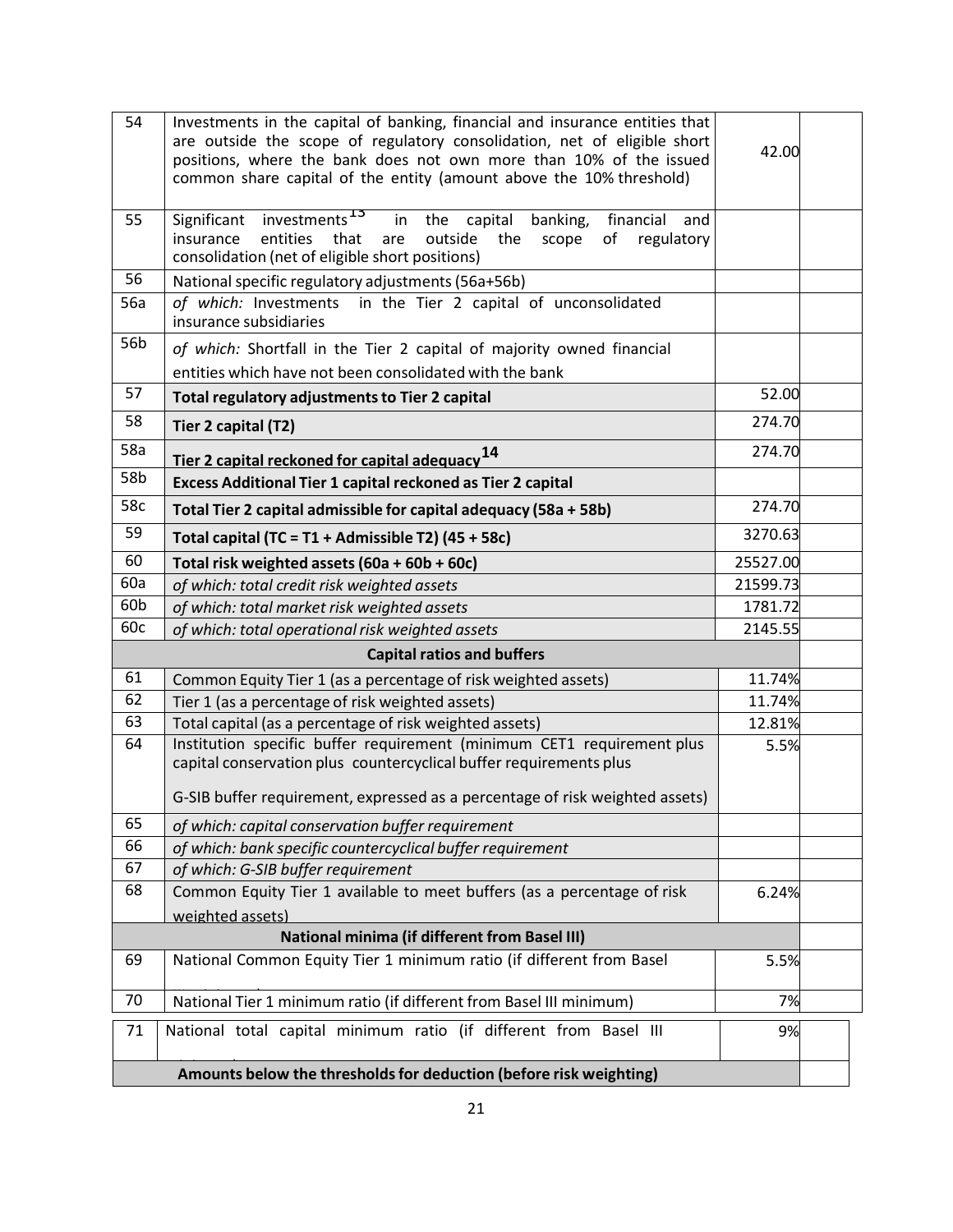| | | | |
|---|---|---|---|
| 54 | Investments in the capital of banking, financial and insurance entities that are outside the scope of regulatory consolidation, net of eligible short positions, where the bank does not own more than 10% of the issued common share capital of the entity (amount above the 10% threshold) | 42.00 | |
| 55 | Significant investments[13] in the capital banking, financial and insurance entities that are outside the scope of regulatory consolidation (net of eligible short positions) | | |
| 56 | National specific regulatory adjustments (56a+56b) | | |
| 56a | *of which:* Investments in the Tier 2 capital of unconsolidated insurance subsidiaries | | |
| 56b | *of which:* Shortfall in the Tier 2 capital of majority owned financial entities which have not been consolidated with the bank | | |
| 57 | **Total regulatory adjustments to Tier 2 capital** | 52.00 | |
| 58 | **Tier 2 capital (T2)** | 274.70 | |
| 58a | **Tier 2 capital reckoned for capital adequacy[14]** | 274.70 | |
| 58b | **Excess Additional Tier 1 capital reckoned as Tier 2 capital** | | |
| 58c | **Total Tier 2 capital admissible for capital adequacy (58a + 58b)** | 274.70 | |
| 59 | **Total capital (TC = T1 + Admissible T2) (45 + 58c)** | 3270.63 | |
| 60 | **Total risk weighted assets (60a + 60b + 60c)** | 25527.00 | |
| 60a | *of which: total credit risk weighted assets* | 21599.73 | |
| 60b | *of which: total market risk weighted assets* | 1781.72 | |
| 60c | *of which: total operational risk weighted assets* | 2145.55 | |
| | **Capital ratios and buffers** | | |
| 61 | Common Equity Tier 1 (as a percentage of risk weighted assets) | 11.74% | |
| 62 | Tier 1 (as a percentage of risk weighted assets) | 11.74% | |
| 63 | Total capital (as a percentage of risk weighted assets) | 12.81% | |
| 64 | Institution specific buffer requirement (minimum CET1 requirement plus capital conservation plus countercyclical buffer requirements plus G-SIB buffer requirement, expressed as a percentage of risk weighted assets) | 5.5% | |
| 65 | *of which: capital conservation buffer requirement* | | |
| 66 | *of which: bank specific countercyclical buffer requirement* | | |
| 67 | *of which: G-SIB buffer requirement* | | |
| 68 | Common Equity Tier 1 available to meet buffers (as a percentage of risk weighted assets) | 6.24% | |
| | **National minima (if different from Basel III)** | | |
| 69 | National Common Equity Tier 1 minimum ratio (if different from Basel III minimum) | 5.5% | |
| 70 | National Tier 1 minimum ratio (if different from Basel III minimum) | 7% | |
| 71 | National total capital minimum ratio (if different from Basel III minimum) | 9% | |
| | **Amounts below the thresholds for deduction (before risk weighting)** | | |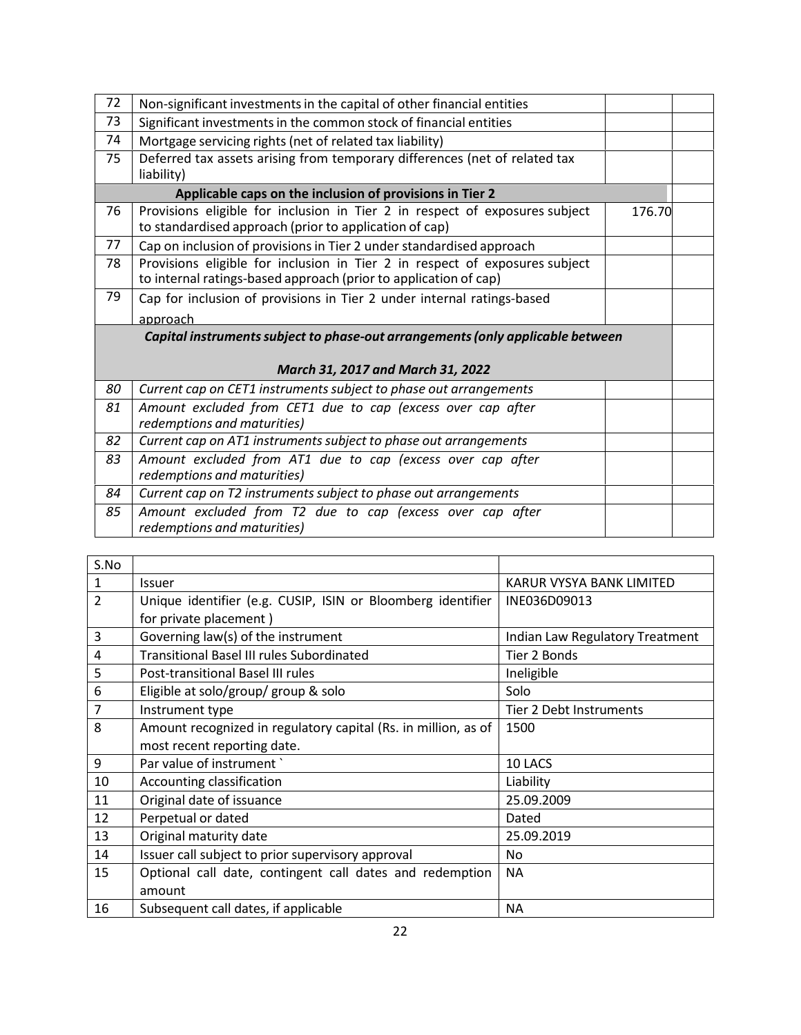| | | | |
|---|---|---|---|
| 72 | Non-significant investments in the capital of other financial entities | | |
| 73 | Significant investments in the common stock of financial entities | | |
| 74 | Mortgage servicing rights (net of related tax liability) | | |
| 75 | Deferred tax assets arising from temporary differences (net of related tax liability) | | |
| | **Applicable caps on the inclusion of provisions in Tier 2** | | |
| 76 | Provisions eligible for inclusion in Tier 2 in respect of exposures subject to standardised approach (prior to application of cap) | 176.70 | |
| 77 | Cap on inclusion of provisions in Tier 2 under standardised approach | | |
| 78 | Provisions eligible for inclusion in Tier 2 in respect of exposures subject to internal ratings-based approach (prior to application of cap) | | |
| 79 | Cap for inclusion of provisions in Tier 2 under internal ratings-based approach | | |
| | ***Capital instruments subject to phase-out arrangements (only applicable between March 31, 2017 and March 31, 2022*** | | |
| *80* | *Current cap on CET1 instruments subject to phase out arrangements* | | |
| *81* | *Amount excluded from CET1 due to cap (excess over cap after redemptions and maturities)* | | |
| *82* | *Current cap on AT1 instruments subject to phase out arrangements* | | |
| *83* | *Amount excluded from AT1 due to cap (excess over cap after redemptions and maturities)* | | |
| *84* | *Current cap on T2 instruments subject to phase out arrangements* | | |
| *85* | *Amount excluded from T2 due to cap (excess over cap after redemptions and maturities)* | | |

| S.No | | |
|---|---|---|
| 1 | Issuer | KARUR VYSYA BANK LIMITED |
| 2 | Unique identifier (e.g. CUSIP, ISIN or Bloomberg identifier for private placement ) | INE036D09013 |
| 3 | Governing law(s) of the instrument | Indian Law Regulatory Treatment |
| 4 | Transitional Basel III rules Subordinated | Tier 2 Bonds |
| 5 | Post-transitional Basel III rules | Ineligible |
| 6 | Eligible at solo/group/ group & solo | Solo |
| 7 | Instrument type | Tier 2 Debt Instruments |
| 8 | Amount recognized in regulatory capital (Rs. in million, as of most recent reporting date. | 1500 |
| 9 | Par value of instrument ` | 10 LACS |
| 10 | Accounting classification | Liability |
| 11 | Original date of issuance | 25.09.2009 |
| 12 | Perpetual or dated | Dated |
| 13 | Original maturity date | 25.09.2019 |
| 14 | Issuer call subject to prior supervisory approval | No |
| 15 | Optional call date, contingent call dates and redemption amount | NA |
| 16 | Subsequent call dates, if applicable | NA |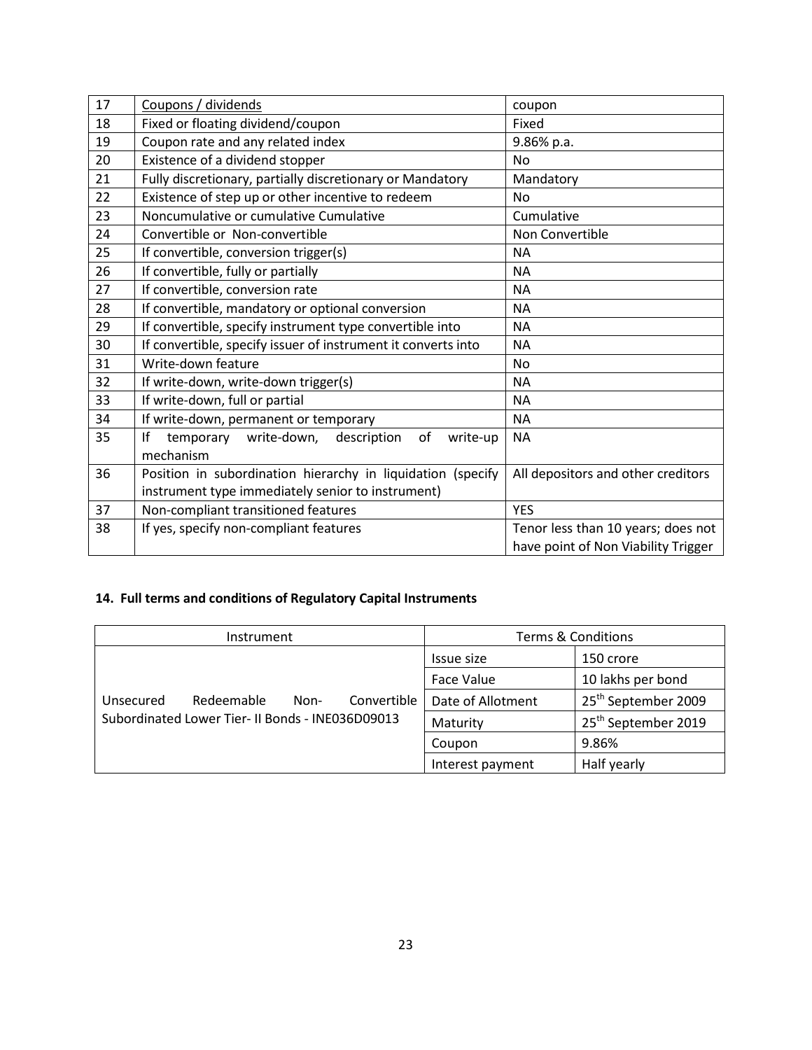| | | |
|---|---|---|
| 17 | Coupons / dividends | coupon |
| 18 | Fixed or floating dividend/coupon | Fixed |
| 19 | Coupon rate and any related index | 9.86% p.a. |
| 20 | Existence of a dividend stopper | No |
| 21 | Fully discretionary, partially discretionary or Mandatory | Mandatory |
| 22 | Existence of step up or other incentive to redeem | No |
| 23 | Noncumulative or cumulative Cumulative | Cumulative |
| 24 | Convertible or Non-convertible | Non Convertible |
| 25 | If convertible, conversion trigger(s) | NA |
| 26 | If convertible, fully or partially | NA |
| 27 | If convertible, conversion rate | NA |
| 28 | If convertible, mandatory or optional conversion | NA |
| 29 | If convertible, specify instrument type convertible into | NA |
| 30 | If convertible, specify issuer of instrument it converts into | NA |
| 31 | Write-down feature | No |
| 32 | If write-down, write-down trigger(s) | NA |
| 33 | If write-down, full or partial | NA |
| 34 | If write-down, permanent or temporary | NA |
| 35 | If temporary write-down, description of write-up mechanism | NA |
| 36 | Position in subordination hierarchy in liquidation (specify instrument type immediately senior to instrument) | All depositors and other creditors |
| 37 | Non-compliant transitioned features | YES |
| 38 | If yes, specify non-compliant features | Tenor less than 10 years; does not have point of Non Viability Trigger |

## 14. Full terms and conditions of Regulatory Capital Instruments

| Instrument | Terms & Conditions | |
|---|---|---|
| Unsecured Redeemable Non- Convertible Subordinated Lower Tier- II Bonds - INE036D09013 | Issue size | 150 crore |
| | Face Value | 10 lakhs per bond |
| | Date of Allotment | 25th September 2009 |
| | Maturity | 25th September 2019 |
| | Coupon | 9.86% |
| | Interest payment | Half yearly |